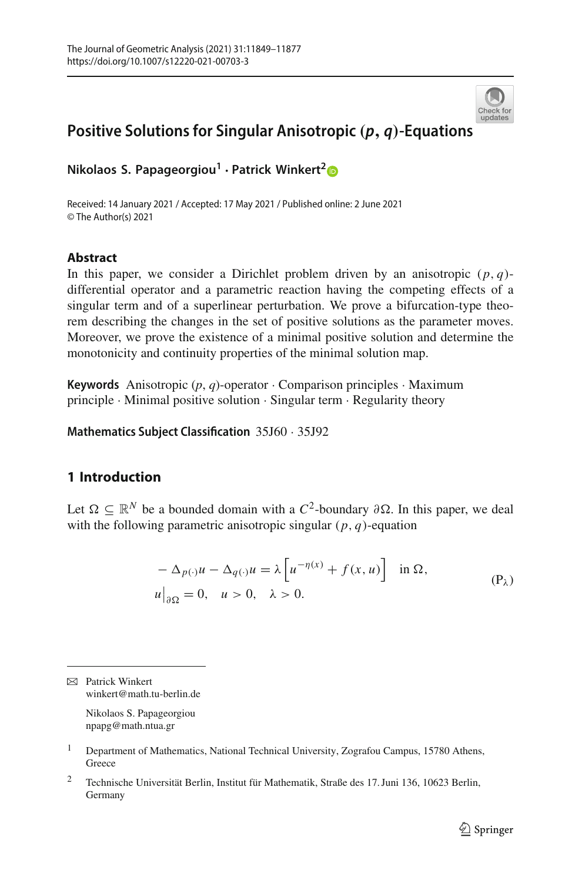# Positive Solutions for Singular Anisotropic $(p,q)$-Equations

**Nikolaos S. Papageorgiou[1] · Patrick Winkert[2]**

Received: 14 January 2021 / Accepted: 17 May 2021 / Published online: 2 June 2021
© The Author(s) 2021

### Abstract

In this paper, we consider a Dirichlet problem driven by an anisotropic $(p,q)$-differential operator and a parametric reaction having the competing effects of a singular term and of a superlinear perturbation. We prove a bifurcation-type theorem describing the changes in the set of positive solutions as the parameter moves. Moreover, we prove the existence of a minimal positive solution and determine the monotonicity and continuity properties of the minimal solution map.

**Keywords** Anisotropic $(p,q)$-operator · Comparison principles · Maximum principle · Minimal positive solution · Singular term · Regularity theory

**Mathematics Subject Classification** 35J60 · 35J92

## 1 Introduction

Let $\Omega \subseteq \mathbb{R}^N$ be a bounded domain with a $C^2$-boundary $\partial\Omega$. In this paper, we deal with the following parametric anisotropic singular $(p,q)$-equation

$$
\begin{aligned}
&-\Delta_{p(\cdot)} u - \Delta_{q(\cdot)} u = \lambda \left[ u^{-\eta(x)} + f(x,u) \right] \quad \text{in } \Omega, \\
&u\big|_{\partial\Omega} = 0, \quad u > 0, \quad \lambda > 0.
\end{aligned}
\tag{P$_\lambda$}
$$

---

✉ Patrick Winkert
winkert@math.tu-berlin.de

Nikolaos S. Papageorgiou
npapg@math.ntua.gr

[1] Department of Mathematics, National Technical University, Zografou Campus, 15780 Athens, Greece

[2] Technische Universität Berlin, Institut für Mathematik, Straße des 17. Juni 136, 10623 Berlin, Germany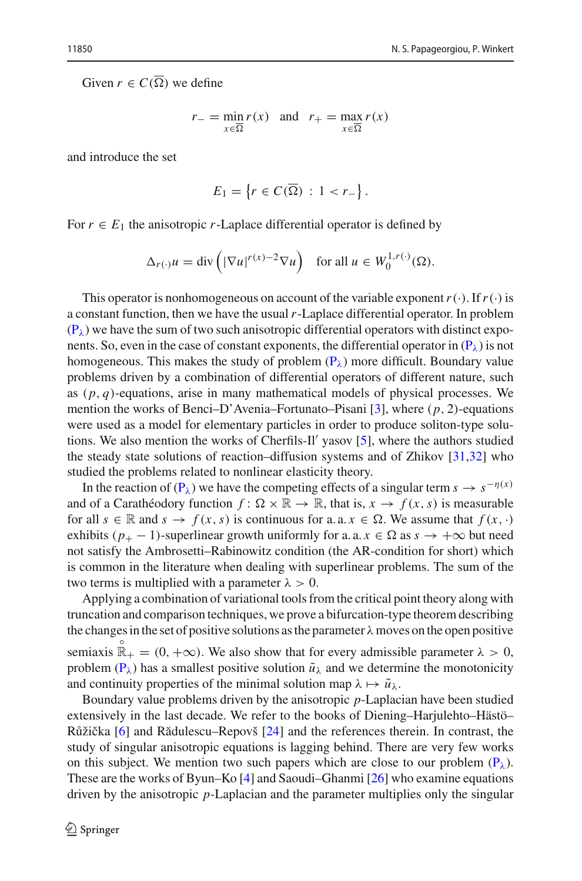Given $r \in C(\overline{\Omega})$ we define

$$r_- = \min_{x \in \overline{\Omega}} r(x) \quad \text{and} \quad r_+ = \max_{x \in \overline{\Omega}} r(x)$$

and introduce the set

$$E_1 = \left\{ r \in C(\overline{\Omega}) \, : \, 1 < r_- \right\}.$$

For $r \in E_1$ the anisotropic $r$-Laplace differential operator is defined by

$$\Delta_{r(\cdot)} u = \operatorname{div} \left( |\nabla u|^{r(x)-2} \nabla u \right) \quad \text{for all } u \in W_0^{1,r(\cdot)}(\Omega).$$

This operator is nonhomogeneous on account of the variable exponent $r(\cdot)$. If $r(\cdot)$ is a constant function, then we have the usual $r$-Laplace differential operator. In problem ($\mathrm{P}_\lambda$) we have the sum of two such anisotropic differential operators with distinct exponents. So, even in the case of constant exponents, the differential operator in ($\mathrm{P}_\lambda$) is not homogeneous. This makes the study of problem ($\mathrm{P}_\lambda$) more difficult. Boundary value problems driven by a combination of differential operators of different nature, such as $(p, q)$-equations, arise in many mathematical models of physical processes. We mention the works of Benci–D'Avenia–Fortunato–Pisani [3], where $(p, 2)$-equations were used as a model for elementary particles in order to produce soliton-type solutions. We also mention the works of Cherfils-Il′ yasov [5], where the authors studied the steady state solutions of reaction–diffusion systems and of Zhikov [31,32] who studied the problems related to nonlinear elasticity theory.

In the reaction of ($\mathrm{P}_\lambda$) we have the competing effects of a singular term $s \to s^{-\eta(x)}$ and of a Carathéodory function $f : \Omega \times \mathbb{R} \to \mathbb{R}$, that is, $x \to f(x, s)$ is measurable for all $s \in \mathbb{R}$ and $s \to f(x, s)$ is continuous for a. a. $x \in \Omega$. We assume that $f(x, \cdot)$ exhibits $(p_+ - 1)$-superlinear growth uniformly for a. a. $x \in \Omega$ as $s \to +\infty$ but need not satisfy the Ambrosetti–Rabinowitz condition (the AR-condition for short) which is common in the literature when dealing with superlinear problems. The sum of the two terms is multiplied with a parameter $\lambda > 0$.

Applying a combination of variational tools from the critical point theory along with truncation and comparison techniques, we prove a bifurcation-type theorem describing the changes in the set of positive solutions as the parameter $\lambda$ moves on the open positive semiaxis $\overset{\circ}{\mathbb{R}}_+ = (0, +\infty)$. We also show that for every admissible parameter $\lambda > 0$, problem ($\mathrm{P}_\lambda$) has a smallest positive solution $\tilde{u}_\lambda$ and we determine the monotonicity and continuity properties of the minimal solution map $\lambda \mapsto \tilde{u}_\lambda$.

Boundary value problems driven by the anisotropic $p$-Laplacian have been studied extensively in the last decade. We refer to the books of Diening–Harjulehto–Hästö–Růžička [6] and Rădulescu–Repovš [24] and the references therein. In contrast, the study of singular anisotropic equations is lagging behind. There are very few works on this subject. We mention two such papers which are close to our problem ($\mathrm{P}_\lambda$). These are the works of Byun–Ko [4] and Saoudi–Ghanmi [26] who examine equations driven by the anisotropic $p$-Laplacian and the parameter multiplies only the singular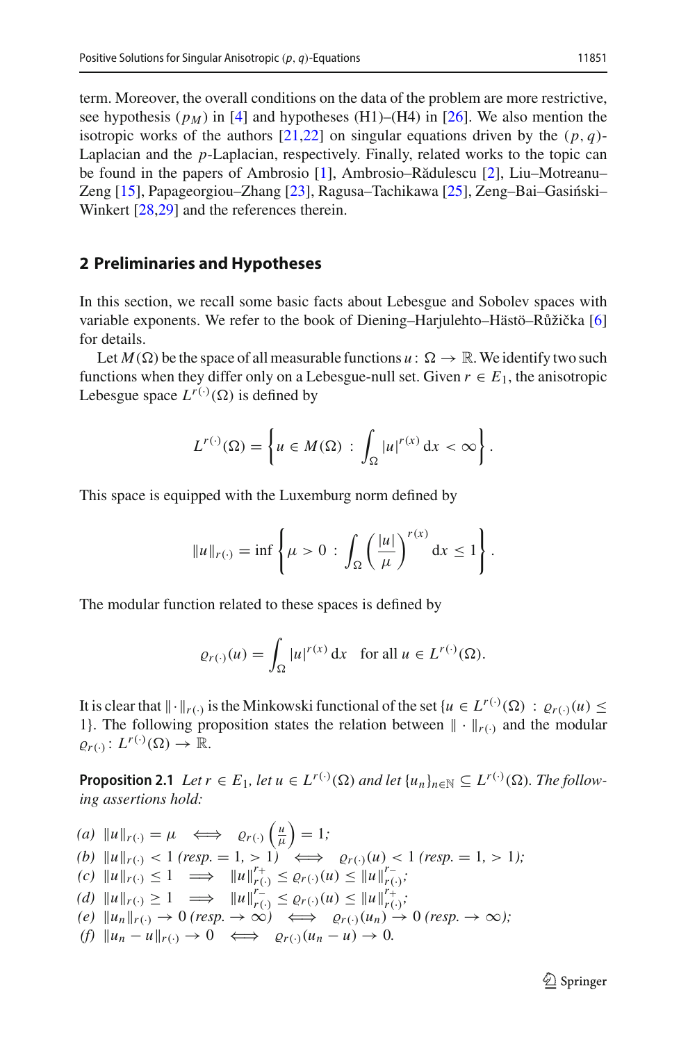term. Moreover, the overall conditions on the data of the problem are more restrictive, see hypothesis ($p_M$) in [4] and hypotheses (H1)–(H4) in [26]. We also mention the isotropic works of the authors [21,22] on singular equations driven by the $(p, q)$-Laplacian and the $p$-Laplacian, respectively. Finally, related works to the topic can be found in the papers of Ambrosio [1], Ambrosio–Rădulescu [2], Liu–Motreanu–Zeng [15], Papageorgiou–Zhang [23], Ragusa–Tachikawa [25], Zeng–Bai–Gasiński–Winkert [28,29] and the references therein.

## 2 Preliminaries and Hypotheses

In this section, we recall some basic facts about Lebesgue and Sobolev spaces with variable exponents. We refer to the book of Diening–Harjulehto–Hästö–Růžička [6] for details.

Let $M(\Omega)$ be the space of all measurable functions $u\colon \Omega \to \mathbb{R}$. We identify two such functions when they differ only on a Lebesgue-null set. Given $r \in E_1$, the anisotropic Lebesgue space $L^{r(\cdot)}(\Omega)$ is defined by

$$L^{r(\cdot)}(\Omega) = \left\{ u \in M(\Omega) \, : \, \int_\Omega |u|^{r(x)} \,\mathrm{d}x < \infty \right\}.$$

This space is equipped with the Luxemburg norm defined by

$$\|u\|_{r(\cdot)} = \inf \left\{ \mu > 0 \, : \, \int_\Omega \left( \frac{|u|}{\mu} \right)^{r(x)} \mathrm{d}x \leq 1 \right\}.$$

The modular function related to these spaces is defined by

$$\varrho_{r(\cdot)}(u) = \int_\Omega |u|^{r(x)} \,\mathrm{d}x \quad \text{for all } u \in L^{r(\cdot)}(\Omega).$$

It is clear that $\|\cdot\|_{r(\cdot)}$ is the Minkowski functional of the set $\{u \in L^{r(\cdot)}(\Omega) \, : \, \varrho_{r(\cdot)}(u) \leq 1\}$. The following proposition states the relation between $\|\cdot\|_{r(\cdot)}$ and the modular $\varrho_{r(\cdot)}\colon L^{r(\cdot)}(\Omega) \to \mathbb{R}$.

**Proposition 2.1** *Let $r \in E_1$, let $u \in L^{r(\cdot)}(\Omega)$ and let $\{u_n\}_{n\in\mathbb{N}} \subseteq L^{r(\cdot)}(\Omega)$. The following assertions hold:*

*(a)* $\|u\|_{r(\cdot)} = \mu \iff \varrho_{r(\cdot)}\left(\frac{u}{\mu}\right) = 1$;
*(b)* $\|u\|_{r(\cdot)} < 1$ *(resp.* $= 1, > 1$*)* $\iff \varrho_{r(\cdot)}(u) < 1$ *(resp.* $= 1, > 1$*)*;
*(c)* $\|u\|_{r(\cdot)} \leq 1 \implies \|u\|_{r(\cdot)}^{r_+} \leq \varrho_{r(\cdot)}(u) \leq \|u\|_{r(\cdot)}^{r_-}$;
*(d)* $\|u\|_{r(\cdot)} \geq 1 \implies \|u\|_{r(\cdot)}^{r_-} \leq \varrho_{r(\cdot)}(u) \leq \|u\|_{r(\cdot)}^{r_+}$;
*(e)* $\|u_n\|_{r(\cdot)} \to 0$ *(resp.* $\to \infty$*)* $\iff \varrho_{r(\cdot)}(u_n) \to 0$ *(resp.* $\to \infty$*)*;
*(f)* $\|u_n - u\|_{r(\cdot)} \to 0 \iff \varrho_{r(\cdot)}(u_n - u) \to 0$.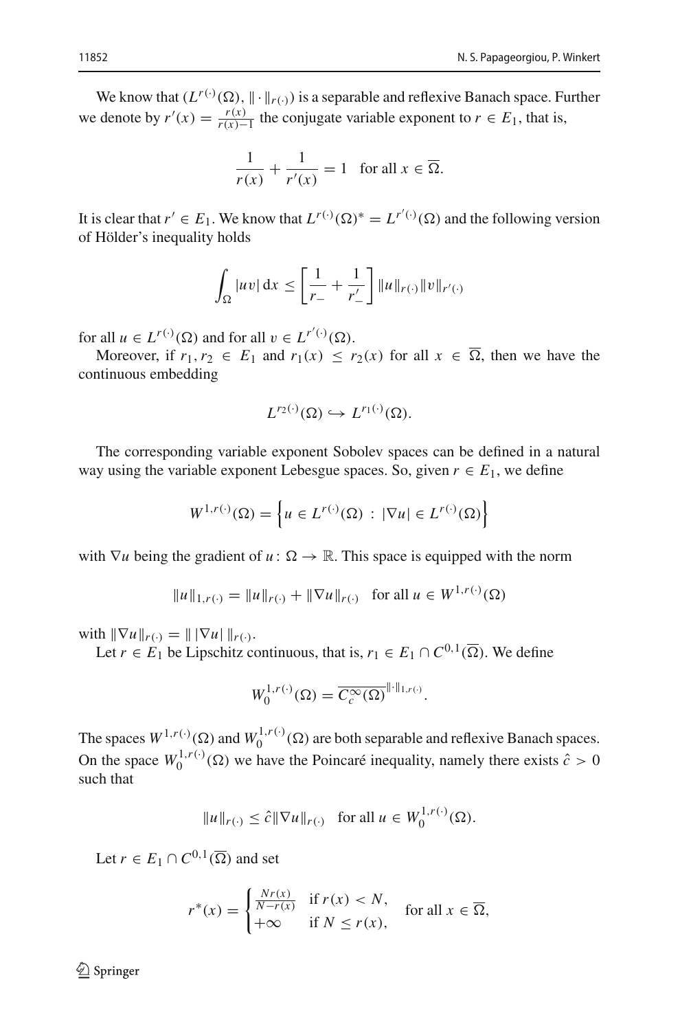We know that $(L^{r(\cdot)}(\Omega), \|\cdot\|_{r(\cdot)})$ is a separable and reflexive Banach space. Further we denote by $r'(x) = \frac{r(x)}{r(x)-1}$ the conjugate variable exponent to $r \in E_1$, that is,

$$\frac{1}{r(x)} + \frac{1}{r'(x)} = 1 \quad \text{for all } x \in \overline{\Omega}.$$

It is clear that $r' \in E_1$. We know that $L^{r(\cdot)}(\Omega)^* = L^{r'(\cdot)}(\Omega)$ and the following version of Hölder's inequality holds

$$\int_\Omega |uv| \, \mathrm{d}x \le \left[\frac{1}{r_-} + \frac{1}{r'_-}\right] \|u\|_{r(\cdot)} \|v\|_{r'(\cdot)}$$

for all $u \in L^{r(\cdot)}(\Omega)$ and for all $v \in L^{r'(\cdot)}(\Omega)$.

Moreover, if $r_1, r_2 \in E_1$ and $r_1(x) \le r_2(x)$ for all $x \in \overline{\Omega}$, then we have the continuous embedding

$$L^{r_2(\cdot)}(\Omega) \hookrightarrow L^{r_1(\cdot)}(\Omega).$$

The corresponding variable exponent Sobolev spaces can be defined in a natural way using the variable exponent Lebesgue spaces. So, given $r \in E_1$, we define

$$W^{1,r(\cdot)}(\Omega) = \left\{ u \in L^{r(\cdot)}(\Omega) \, : \, |\nabla u| \in L^{r(\cdot)}(\Omega) \right\}$$

with $\nabla u$ being the gradient of $u \colon \Omega \to \mathbb{R}$. This space is equipped with the norm

$$\|u\|_{1,r(\cdot)} = \|u\|_{r(\cdot)} + \|\nabla u\|_{r(\cdot)} \quad \text{for all } u \in W^{1,r(\cdot)}(\Omega)$$

with $\|\nabla u\|_{r(\cdot)} = \| \, |\nabla u| \, \|_{r(\cdot)}$.

Let $r \in E_1$ be Lipschitz continuous, that is, $r_1 \in E_1 \cap C^{0,1}(\overline{\Omega})$. We define

$$W_0^{1,r(\cdot)}(\Omega) = \overline{C_c^\infty(\Omega)}^{\|\cdot\|_{1,r(\cdot)}}.$$

The spaces $W^{1,r(\cdot)}(\Omega)$ and $W_0^{1,r(\cdot)}(\Omega)$ are both separable and reflexive Banach spaces. On the space $W_0^{1,r(\cdot)}(\Omega)$ we have the Poincaré inequality, namely there exists $\hat{c} > 0$ such that

$$\|u\|_{r(\cdot)} \le \hat{c} \|\nabla u\|_{r(\cdot)} \quad \text{for all } u \in W_0^{1,r(\cdot)}(\Omega).$$

Let $r \in E_1 \cap C^{0,1}(\overline{\Omega})$ and set

$$r^*(x) = \begin{cases} \frac{Nr(x)}{N - r(x)} & \text{if } r(x) < N, \\ +\infty & \text{if } N \le r(x), \end{cases} \quad \text{for all } x \in \overline{\Omega},$$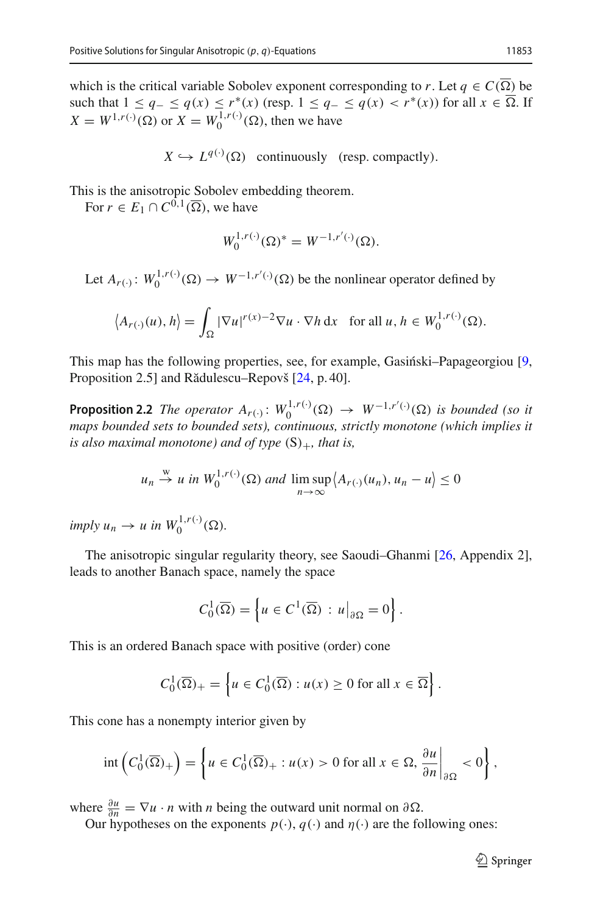which is the critical variable Sobolev exponent corresponding to $r$. Let $q \in C(\overline{\Omega})$ be such that $1 \leq q_- \leq q(x) \leq r^*(x)$ (resp. $1 \leq q_- \leq q(x) < r^*(x)$) for all $x \in \overline{\Omega}$. If $X = W^{1,r(\cdot)}(\Omega)$ or $X = W_0^{1,r(\cdot)}(\Omega)$, then we have

$$X \hookrightarrow L^{q(\cdot)}(\Omega) \quad \text{continuously} \quad \text{(resp. compactly)}.$$

This is the anisotropic Sobolev embedding theorem.

For $r \in E_1 \cap C^{0,1}(\overline{\Omega})$, we have

$$W_0^{1,r(\cdot)}(\Omega)^* = W^{-1,r'(\cdot)}(\Omega).$$

Let $A_{r(\cdot)} \colon W_0^{1,r(\cdot)}(\Omega) \to W^{-1,r'(\cdot)}(\Omega)$ be the nonlinear operator defined by

$$\langle A_{r(\cdot)}(u), h \rangle = \int_\Omega |\nabla u|^{r(x)-2} \nabla u \cdot \nabla h \, \mathrm{d}x \quad \text{for all } u, h \in W_0^{1,r(\cdot)}(\Omega).$$

This map has the following properties, see, for example, Gasiński–Papageorgiou [9, Proposition 2.5] and Rădulescu–Repovš [24, p. 40].

**Proposition 2.2** *The operator $A_{r(\cdot)} \colon W_0^{1,r(\cdot)}(\Omega) \to W^{-1,r'(\cdot)}(\Omega)$ is bounded (so it maps bounded sets to bounded sets), continuous, strictly monotone (which implies it is also maximal monotone) and of type* $(\mathrm{S})_+$*, that is,*

$$u_n \overset{\mathrm{w}}{\to} u \text{ in } W_0^{1,r(\cdot)}(\Omega) \text{ and } \limsup_{n\to\infty} \langle A_{r(\cdot)}(u_n), u_n - u \rangle \leq 0$$

*imply $u_n \to u$ in $W_0^{1,r(\cdot)}(\Omega)$.*

The anisotropic singular regularity theory, see Saoudi–Ghanmi [26, Appendix 2], leads to another Banach space, namely the space

$$C_0^1(\overline{\Omega}) = \left\{ u \in C^1(\overline{\Omega}) \, : \, u\big|_{\partial\Omega} = 0 \right\}.$$

This is an ordered Banach space with positive (order) cone

$$C_0^1(\overline{\Omega})_+ = \left\{ u \in C_0^1(\overline{\Omega}) : u(x) \geq 0 \text{ for all } x \in \overline{\Omega} \right\}.$$

This cone has a nonempty interior given by

$$\operatorname{int}\left( C_0^1(\overline{\Omega})_+ \right) = \left\{ u \in C_0^1(\overline{\Omega})_+ : u(x) > 0 \text{ for all } x \in \Omega, \left.\frac{\partial u}{\partial n}\right|_{\partial\Omega} < 0 \right\},$$

where $\frac{\partial u}{\partial n} = \nabla u \cdot n$ with $n$ being the outward unit normal on $\partial\Omega$.

Our hypotheses on the exponents $p(\cdot)$, $q(\cdot)$ and $\eta(\cdot)$ are the following ones: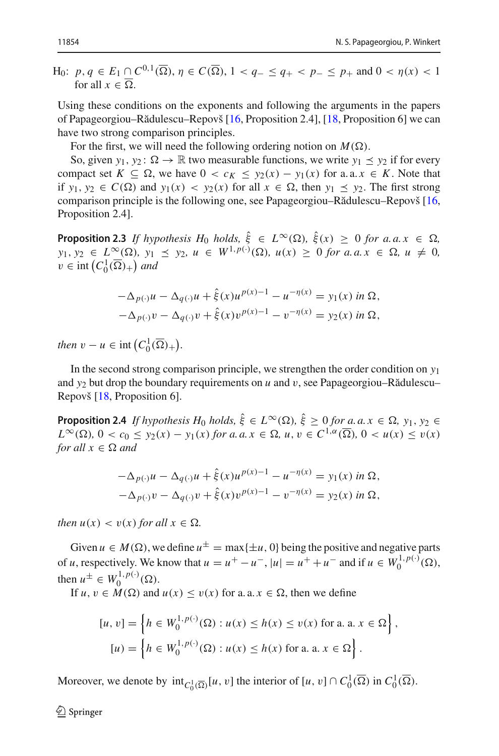H$_0$: $p, q \in E_1 \cap C^{0,1}(\overline{\Omega})$, $\eta \in C(\overline{\Omega})$, $1 < q_- \leq q_+ < p_- \leq p_+$ and $0 < \eta(x) < 1$ for all $x \in \overline{\Omega}$.

Using these conditions on the exponents and following the arguments in the papers of Papageorgiou–Rădulescu–Repovš [16, Proposition 2.4], [18, Proposition 6] we can have two strong comparison principles.

For the first, we will need the following ordering notion on $M(\Omega)$.

So, given $y_1, y_2 \colon \Omega \to \mathbb{R}$ two measurable functions, we write $y_1 \preceq y_2$ if for every compact set $K \subseteq \Omega$, we have $0 < c_K \leq y_2(x) - y_1(x)$ for a. a. $x \in K$. Note that if $y_1, y_2 \in C(\Omega)$ and $y_1(x) < y_2(x)$ for all $x \in \Omega$, then $y_1 \preceq y_2$. The first strong comparison principle is the following one, see Papageorgiou–Rădulescu–Repovš [16, Proposition 2.4].

**Proposition 2.3** *If hypothesis $H_0$ holds, $\hat{\xi} \in L^\infty(\Omega)$, $\hat{\xi}(x) \geq 0$ for a. a. $x \in \Omega$, $y_1, y_2 \in L^\infty(\Omega)$, $y_1 \preceq y_2$, $u \in W^{1,p(\cdot)}(\Omega)$, $u(x) \geq 0$ for a. a. $x \in \Omega$, $u \neq 0$, $v \in \operatorname{int}\left(C_0^1(\overline{\Omega})_+\right)$ and*

$$
\begin{aligned}
-\Delta_{p(\cdot)} u - \Delta_{q(\cdot)} u + \hat{\xi}(x) u^{p(x)-1} - u^{-\eta(x)} &= y_1(x) \text{ in } \Omega,\\
-\Delta_{p(\cdot)} v - \Delta_{q(\cdot)} v + \hat{\xi}(x) v^{p(x)-1} - v^{-\eta(x)} &= y_2(x) \text{ in } \Omega,
\end{aligned}
$$

*then $v - u \in \operatorname{int}\left(C_0^1(\overline{\Omega})_+\right)$.*

In the second strong comparison principle, we strengthen the order condition on $y_1$ and $y_2$ but drop the boundary requirements on $u$ and $v$, see Papageorgiou–Rădulescu–Repovš [18, Proposition 6].

**Proposition 2.4** *If hypothesis $H_0$ holds, $\hat{\xi} \in L^\infty(\Omega)$, $\hat{\xi} \geq 0$ for a. a. $x \in \Omega$, $y_1, y_2 \in L^\infty(\Omega)$, $0 < c_0 \leq y_2(x) - y_1(x)$ for a. a. $x \in \Omega$, $u, v \in C^{1,\alpha}(\overline{\Omega})$, $0 < u(x) \leq v(x)$ for all $x \in \Omega$ and*

$$
\begin{aligned}
-\Delta_{p(\cdot)} u - \Delta_{q(\cdot)} u + \hat{\xi}(x) u^{p(x)-1} - u^{-\eta(x)} &= y_1(x) \text{ in } \Omega,\\
-\Delta_{p(\cdot)} v - \Delta_{q(\cdot)} v + \hat{\xi}(x) v^{p(x)-1} - v^{-\eta(x)} &= y_2(x) \text{ in } \Omega,
\end{aligned}
$$

*then $u(x) < v(x)$ for all $x \in \Omega$.*

Given $u \in M(\Omega)$, we define $u^\pm = \max\{\pm u, 0\}$ being the positive and negative parts of $u$, respectively. We know that $u = u^+ - u^-$, $|u| = u^+ + u^-$ and if $u \in W_0^{1,p(\cdot)}(\Omega)$, then $u^\pm \in W_0^{1,p(\cdot)}(\Omega)$.

If $u, v \in M(\Omega)$ and $u(x) \leq v(x)$ for a. a. $x \in \Omega$, then we define

$$
\begin{aligned}
[u, v] &= \left\{ h \in W_0^{1,p(\cdot)}(\Omega) : u(x) \leq h(x) \leq v(x) \text{ for a. a. } x \in \Omega \right\},\\
[u) &= \left\{ h \in W_0^{1,p(\cdot)}(\Omega) : u(x) \leq h(x) \text{ for a. a. } x \in \Omega \right\}.
\end{aligned}
$$

Moreover, we denote by $\operatorname{int}_{C_0^1(\overline{\Omega})}[u, v]$ the interior of $[u, v] \cap C_0^1(\overline{\Omega})$ in $C_0^1(\overline{\Omega})$.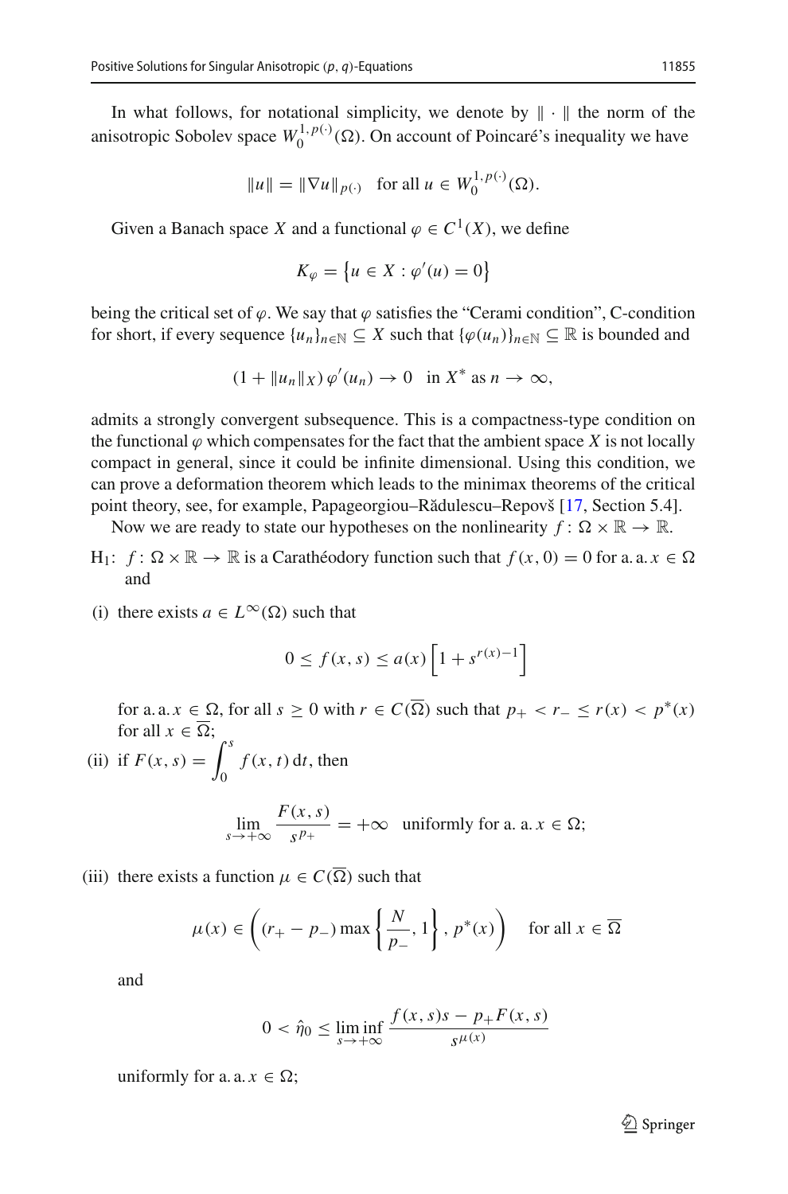In what follows, for notational simplicity, we denote by $\| \cdot \|$ the norm of the anisotropic Sobolev space $W_0^{1,p(\cdot)}(\Omega)$. On account of Poincaré's inequality we have

$$\|u\| = \|\nabla u\|_{p(\cdot)} \quad \text{for all } u \in W_0^{1,p(\cdot)}(\Omega).$$

Given a Banach space $X$ and a functional $\varphi \in C^1(X)$, we define

$$K_\varphi = \left\{u \in X : \varphi'(u) = 0\right\}$$

being the critical set of $\varphi$. We say that $\varphi$ satisfies the "Cerami condition", C-condition for short, if every sequence $\{u_n\}_{n\in\mathbb{N}} \subseteq X$ such that $\{\varphi(u_n)\}_{n\in\mathbb{N}} \subseteq \mathbb{R}$ is bounded and

$$(1 + \|u_n\|_X)\, \varphi'(u_n) \to 0 \quad \text{in } X^* \text{ as } n \to \infty,$$

admits a strongly convergent subsequence. This is a compactness-type condition on the functional $\varphi$ which compensates for the fact that the ambient space $X$ is not locally compact in general, since it could be infinite dimensional. Using this condition, we can prove a deformation theorem which leads to the minimax theorems of the critical point theory, see, for example, Papageorgiou–Rădulescu–Repovš [17, Section 5.4].

Now we are ready to state our hypotheses on the nonlinearity $f : \Omega \times \mathbb{R} \to \mathbb{R}$.

H$_1$: $f : \Omega \times \mathbb{R} \to \mathbb{R}$ is a Carathéodory function such that $f(x, 0) = 0$ for a. a. $x \in \Omega$ and

(i) there exists $a \in L^\infty(\Omega)$ such that

$$0 \le f(x, s) \le a(x)\left[1 + s^{r(x)-1}\right]$$

for a. a. $x \in \Omega$, for all $s \ge 0$ with $r \in C(\overline{\Omega})$ such that $p_+ < r_- \le r(x) < p^*(x)$ for all $x \in \overline{\Omega}$;

(ii) if $F(x, s) = \displaystyle\int_0^s f(x, t)\, \mathrm{d}t$, then

$$\lim_{s\to+\infty} \frac{F(x, s)}{s^{p_+}} = +\infty \quad \text{uniformly for a. a. } x \in \Omega;$$

(iii) there exists a function $\mu \in C(\overline{\Omega})$ such that

$$\mu(x) \in \left((r_+ - p_-) \max\left\{\frac{N}{p_-}, 1\right\}, p^*(x)\right) \quad \text{for all } x \in \overline{\Omega}$$

and

$$0 < \hat{\eta}_0 \le \liminf_{s\to+\infty} \frac{f(x, s)s - p_+ F(x, s)}{s^{\mu(x)}}$$

uniformly for a. a. $x \in \Omega$;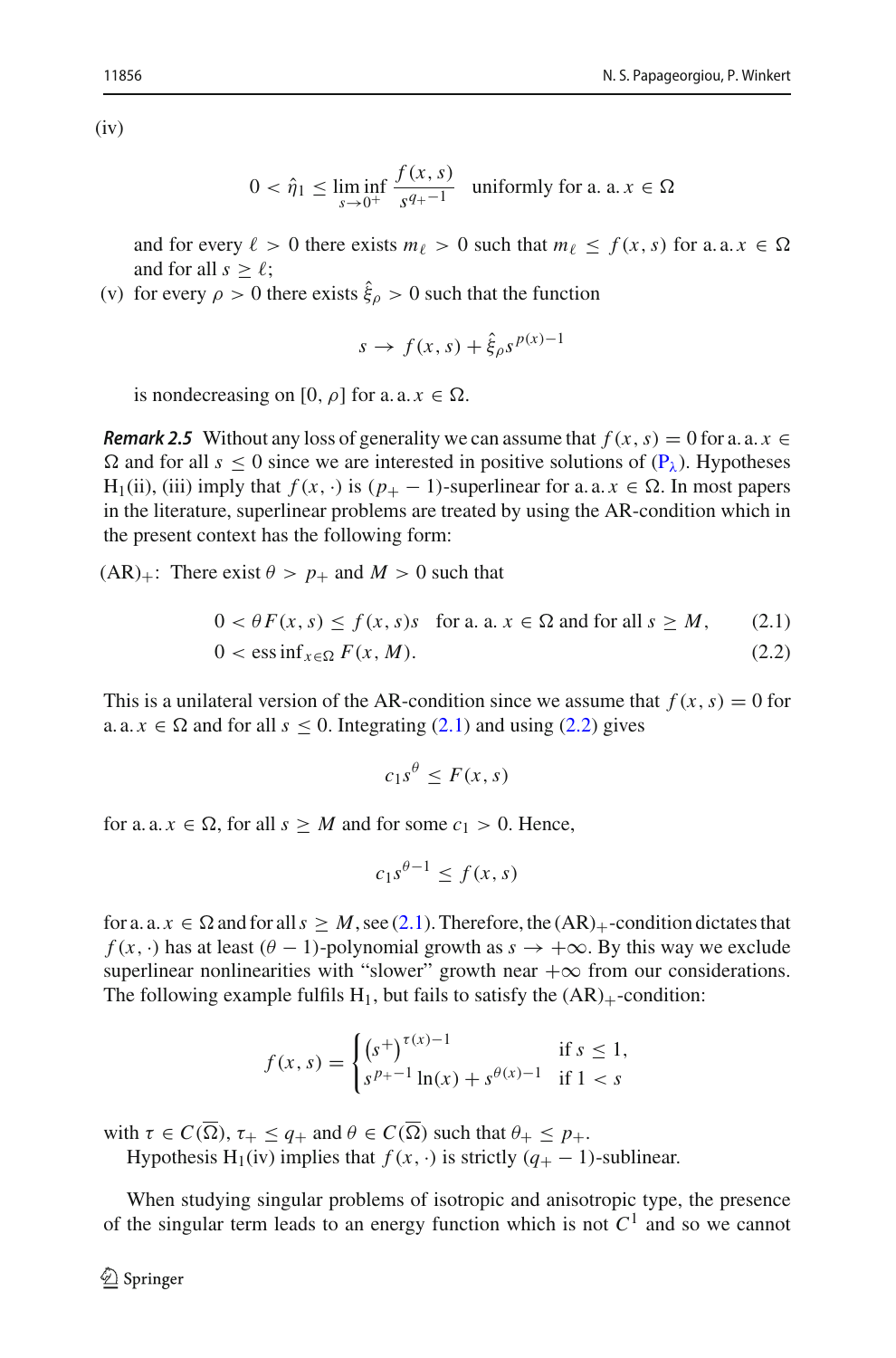(iv)

$$0 < \hat{\eta}_1 \leq \liminf_{s \to 0^+} \frac{f(x,s)}{s^{q_+-1}} \quad \text{uniformly for a. a. } x \in \Omega$$

and for every $\ell > 0$ there exists $m_\ell > 0$ such that $m_\ell \leq f(x,s)$ for a. a. $x \in \Omega$ and for all $s \geq \ell$;

(v) for every $\rho > 0$ there exists $\hat{\xi}_\rho > 0$ such that the function

$$s \to f(x,s) + \hat{\xi}_\rho s^{p(x)-1}$$

is nondecreasing on $[0, \rho]$ for a. a. $x \in \Omega$.

***Remark 2.5*** Without any loss of generality we can assume that $f(x,s) = 0$ for a. a. $x \in \Omega$ and for all $s \leq 0$ since we are interested in positive solutions of ($P_\lambda$). Hypotheses $H_1$(ii), (iii) imply that $f(x,\cdot)$ is $(p_+ - 1)$-superlinear for a. a. $x \in \Omega$. In most papers in the literature, superlinear problems are treated by using the AR-condition which in the present context has the following form:

$(AR)_+$: There exist $\theta > p_+$ and $M > 0$ such that

$$0 < \theta F(x,s) \leq f(x,s)s \quad \text{for a. a. } x \in \Omega \text{ and for all } s \geq M, \tag{2.1}$$

$$0 < \operatorname{ess\,inf}_{x \in \Omega} F(x, M). \tag{2.2}$$

This is a unilateral version of the AR-condition since we assume that $f(x,s) = 0$ for a. a. $x \in \Omega$ and for all $s \leq 0$. Integrating (2.1) and using (2.2) gives

$$c_1 s^\theta \leq F(x,s)$$

for a. a. $x \in \Omega$, for all $s \geq M$ and for some $c_1 > 0$. Hence,

$$c_1 s^{\theta-1} \leq f(x,s)$$

for a. a. $x \in \Omega$ and for all $s \geq M$, see (2.1). Therefore, the $(AR)_+$-condition dictates that $f(x,\cdot)$ has at least $(\theta - 1)$-polynomial growth as $s \to +\infty$. By this way we exclude superlinear nonlinearities with "slower" growth near $+\infty$ from our considerations. The following example fulfils $H_1$, but fails to satisfy the $(AR)_+$-condition:

$$f(x,s) = \begin{cases} \left(s^+\right)^{\tau(x)-1} & \text{if } s \leq 1, \\ s^{p_+-1}\ln(x) + s^{\theta(x)-1} & \text{if } 1 < s \end{cases}$$

with $\tau \in C(\overline{\Omega})$, $\tau_+ \leq q_+$ and $\theta \in C(\overline{\Omega})$ such that $\theta_+ \leq p_+$.

Hypothesis $H_1$(iv) implies that $f(x,\cdot)$ is strictly $(q_+ - 1)$-sublinear.

When studying singular problems of isotropic and anisotropic type, the presence of the singular term leads to an energy function which is not $C^1$ and so we cannot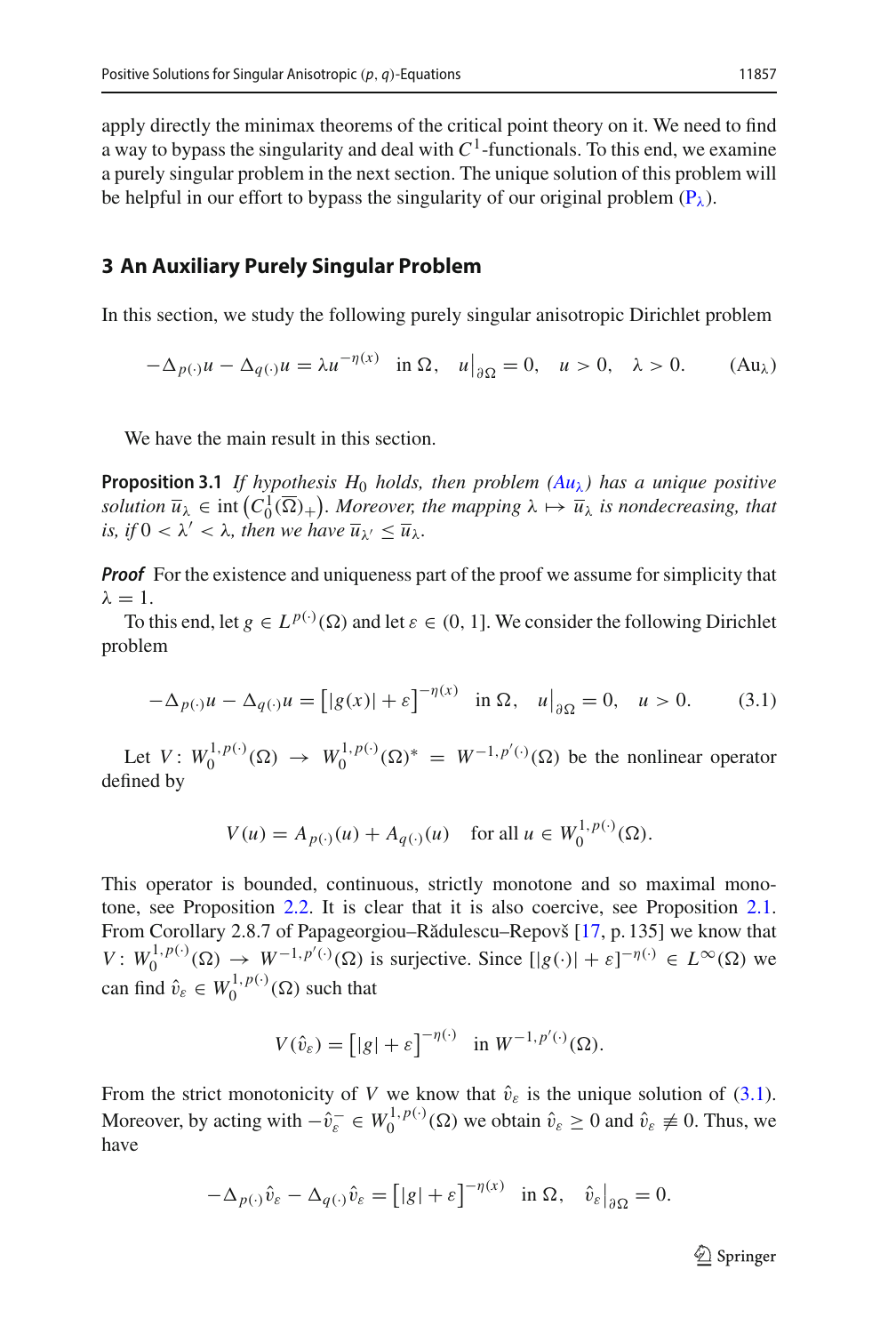apply directly the minimax theorems of the critical point theory on it. We need to find a way to bypass the singularity and deal with $C^1$-functionals. To this end, we examine a purely singular problem in the next section. The unique solution of this problem will be helpful in our effort to bypass the singularity of our original problem ($P_\lambda$).

## 3 An Auxiliary Purely Singular Problem

In this section, we study the following purely singular anisotropic Dirichlet problem

$$-\Delta_{p(\cdot)}u - \Delta_{q(\cdot)}u = \lambda u^{-\eta(x)} \quad \text{in } \Omega, \quad u\big|_{\partial\Omega} = 0, \quad u > 0, \quad \lambda > 0. \qquad (\mathrm{Au}_\lambda)$$

We have the main result in this section.

**Proposition 3.1** *If hypothesis $H_0$ holds, then problem ($Au_\lambda$) has a unique positive solution $\overline{u}_\lambda \in \operatorname{int}\left(C_0^1(\overline{\Omega})_+\right)$. Moreover, the mapping $\lambda \mapsto \overline{u}_\lambda$ is nondecreasing, that is, if $0 < \lambda' < \lambda$, then we have $\overline{u}_{\lambda'} \leq \overline{u}_\lambda$.*

***Proof*** For the existence and uniqueness part of the proof we assume for simplicity that $\lambda = 1$.

To this end, let $g \in L^{p(\cdot)}(\Omega)$ and let $\varepsilon \in (0, 1]$. We consider the following Dirichlet problem

$$-\Delta_{p(\cdot)}u - \Delta_{q(\cdot)}u = \left[|g(x)| + \varepsilon\right]^{-\eta(x)} \quad \text{in } \Omega, \quad u\big|_{\partial\Omega} = 0, \quad u > 0. \qquad (3.1)$$

Let $V\colon W_0^{1,p(\cdot)}(\Omega) \to W_0^{1,p(\cdot)}(\Omega)^* = W^{-1,p'(\cdot)}(\Omega)$ be the nonlinear operator defined by

$$V(u) = A_{p(\cdot)}(u) + A_{q(\cdot)}(u) \quad \text{for all } u \in W_0^{1,p(\cdot)}(\Omega).$$

This operator is bounded, continuous, strictly monotone and so maximal monotone, see Proposition 2.2. It is clear that it is also coercive, see Proposition 2.1. From Corollary 2.8.7 of Papageorgiou–Rădulescu–Repovš [17, p. 135] we know that $V\colon W_0^{1,p(\cdot)}(\Omega) \to W^{-1,p'(\cdot)}(\Omega)$ is surjective. Since $[|g(\cdot)| + \varepsilon]^{-\eta(\cdot)} \in L^\infty(\Omega)$ we can find $\hat{v}_\varepsilon \in W_0^{1,p(\cdot)}(\Omega)$ such that

$$V(\hat{v}_\varepsilon) = \left[|g| + \varepsilon\right]^{-\eta(\cdot)} \quad \text{in } W^{-1,p'(\cdot)}(\Omega).$$

From the strict monotonicity of $V$ we know that $\hat{v}_\varepsilon$ is the unique solution of (3.1). Moreover, by acting with $-\hat{v}_\varepsilon^- \in W_0^{1,p(\cdot)}(\Omega)$ we obtain $\hat{v}_\varepsilon \geq 0$ and $\hat{v}_\varepsilon \not\equiv 0$. Thus, we have

$$-\Delta_{p(\cdot)}\hat{v}_\varepsilon - \Delta_{q(\cdot)}\hat{v}_\varepsilon = \left[|g| + \varepsilon\right]^{-\eta(x)} \quad \text{in } \Omega, \quad \hat{v}_\varepsilon\big|_{\partial\Omega} = 0.$$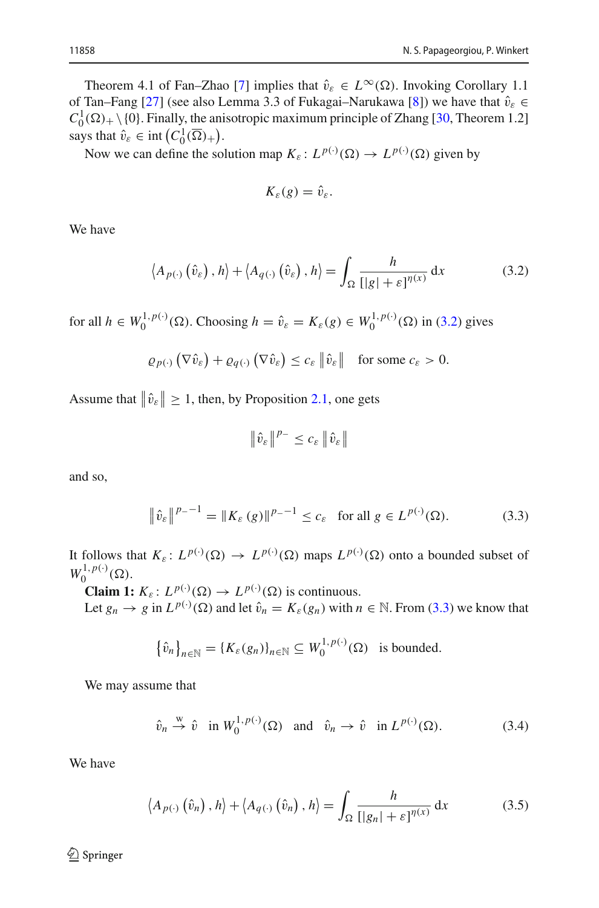Theorem 4.1 of Fan–Zhao [7] implies that $\hat{v}_\varepsilon \in L^\infty(\Omega)$. Invoking Corollary 1.1 of Tan–Fang [27] (see also Lemma 3.3 of Fukagai–Narukawa [8]) we have that $\hat{v}_\varepsilon \in C_0^1(\Omega)_+ \setminus \{0\}$. Finally, the anisotropic maximum principle of Zhang [30, Theorem 1.2] says that $\hat{v}_\varepsilon \in \operatorname{int}\left(C_0^1(\overline{\Omega})_+\right)$.

Now we can define the solution map $K_\varepsilon\colon L^{p(\cdot)}(\Omega) \to L^{p(\cdot)}(\Omega)$ given by

$$K_\varepsilon(g) = \hat{v}_\varepsilon.$$

We have

$$\left\langle A_{p(\cdot)}\left(\hat{v}_\varepsilon\right), h\right\rangle + \left\langle A_{q(\cdot)}\left(\hat{v}_\varepsilon\right), h\right\rangle = \int_\Omega \frac{h}{[|g|+\varepsilon]^{\eta(x)}}\,\mathrm{d}x \tag{3.2}$$

for all $h \in W_0^{1,p(\cdot)}(\Omega)$. Choosing $h = \hat{v}_\varepsilon = K_\varepsilon(g) \in W_0^{1,p(\cdot)}(\Omega)$ in (3.2) gives

$$\varrho_{p(\cdot)}\left(\nabla \hat{v}_\varepsilon\right) + \varrho_{q(\cdot)}\left(\nabla \hat{v}_\varepsilon\right) \leq c_\varepsilon \left\|\hat{v}_\varepsilon\right\| \quad \text{for some } c_\varepsilon > 0.$$

Assume that $\left\|\hat{v}_\varepsilon\right\| \geq 1$, then, by Proposition 2.1, one gets

$$\left\|\hat{v}_\varepsilon\right\|^{p_-} \leq c_\varepsilon \left\|\hat{v}_\varepsilon\right\|$$

and so,

$$\left\|\hat{v}_\varepsilon\right\|^{p_- - 1} = \left\|K_\varepsilon(g)\right\|^{p_- - 1} \leq c_\varepsilon \quad \text{for all } g \in L^{p(\cdot)}(\Omega). \tag{3.3}$$

It follows that $K_\varepsilon\colon L^{p(\cdot)}(\Omega) \to L^{p(\cdot)}(\Omega)$ maps $L^{p(\cdot)}(\Omega)$ onto a bounded subset of $W_0^{1,p(\cdot)}(\Omega)$.

**Claim 1:** $K_\varepsilon\colon L^{p(\cdot)}(\Omega) \to L^{p(\cdot)}(\Omega)$ is continuous.

Let $g_n \to g$ in $L^{p(\cdot)}(\Omega)$ and let $\hat{v}_n = K_\varepsilon(g_n)$ with $n \in \mathbb{N}$. From (3.3) we know that

$$\left\{\hat{v}_n\right\}_{n\in\mathbb{N}} = \{K_\varepsilon(g_n)\}_{n\in\mathbb{N}} \subseteq W_0^{1,p(\cdot)}(\Omega) \quad \text{is bounded.}$$

We may assume that

$$\hat{v}_n \overset{\mathrm{w}}{\to} \hat{v} \quad \text{in } W_0^{1,p(\cdot)}(\Omega) \quad \text{and} \quad \hat{v}_n \to \hat{v} \quad \text{in } L^{p(\cdot)}(\Omega). \tag{3.4}$$

We have

$$\left\langle A_{p(\cdot)}\left(\hat{v}_n\right), h\right\rangle + \left\langle A_{q(\cdot)}\left(\hat{v}_n\right), h\right\rangle = \int_\Omega \frac{h}{[|g_n|+\varepsilon]^{\eta(x)}}\,\mathrm{d}x \tag{3.5}$$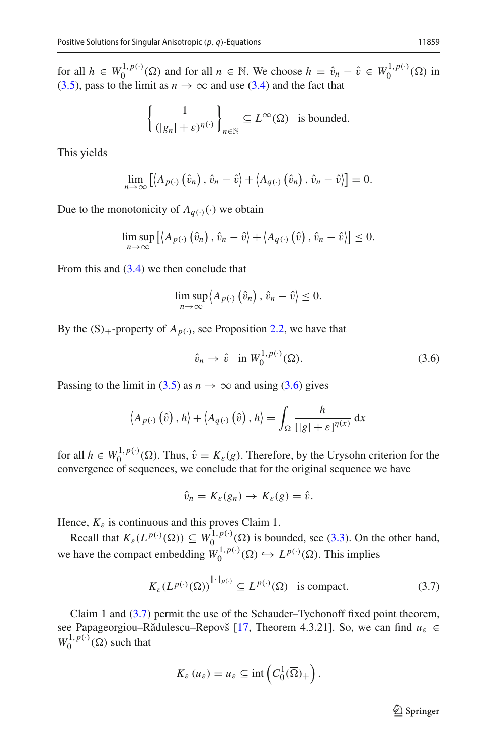for all $h \in W_0^{1,p(\cdot)}(\Omega)$ and for all $n \in \mathbb{N}$. We choose $h = \hat{v}_n - \hat{v} \in W_0^{1,p(\cdot)}(\Omega)$ in (3.5), pass to the limit as $n \to \infty$ and use (3.4) and the fact that

$$\left\{ \frac{1}{(|g_n| + \varepsilon)^{\eta(\cdot)}} \right\}_{n\in\mathbb{N}} \subseteq L^\infty(\Omega) \quad \text{is bounded.}$$

This yields

$$\lim_{n\to\infty} \left[ \left\langle A_{p(\cdot)}\left(\hat{v}_n\right), \hat{v}_n - \hat{v} \right\rangle + \left\langle A_{q(\cdot)}\left(\hat{v}_n\right), \hat{v}_n - \hat{v} \right\rangle \right] = 0.$$

Due to the monotonicity of $A_{q(\cdot)}(\cdot)$ we obtain

$$\limsup_{n\to\infty} \left[ \left\langle A_{p(\cdot)}\left(\hat{v}_n\right), \hat{v}_n - \hat{v} \right\rangle + \left\langle A_{q(\cdot)}\left(\hat{v}\right), \hat{v}_n - \hat{v} \right\rangle \right] \leq 0.$$

From this and (3.4) we then conclude that

$$\limsup_{n\to\infty} \left\langle A_{p(\cdot)}\left(\hat{v}_n\right), \hat{v}_n - \hat{v} \right\rangle \leq 0.$$

By the $(\mathrm{S})_+$-property of $A_{p(\cdot)}$, see Proposition 2.2, we have that

$$\hat{v}_n \to \hat{v} \quad \text{in } W_0^{1,p(\cdot)}(\Omega). \tag{3.6}$$

Passing to the limit in (3.5) as $n \to \infty$ and using (3.6) gives

$$\left\langle A_{p(\cdot)}\left(\hat{v}\right), h \right\rangle + \left\langle A_{q(\cdot)}\left(\hat{v}\right), h \right\rangle = \int_\Omega \frac{h}{[|g| + \varepsilon]^{\eta(x)}}\, \mathrm{d}x$$

for all $h \in W_0^{1,p(\cdot)}(\Omega)$. Thus, $\hat{v} = K_\varepsilon(g)$. Therefore, by the Urysohn criterion for the convergence of sequences, we conclude that for the original sequence we have

$$\hat{v}_n = K_\varepsilon(g_n) \to K_\varepsilon(g) = \hat{v}.$$

Hence, $K_\varepsilon$ is continuous and this proves Claim 1.

Recall that $K_\varepsilon(L^{p(\cdot)}(\Omega)) \subseteq W_0^{1,p(\cdot)}(\Omega)$ is bounded, see (3.3). On the other hand, we have the compact embedding $W_0^{1,p(\cdot)}(\Omega) \hookrightarrow L^{p(\cdot)}(\Omega)$. This implies

$$\overline{K_\varepsilon(L^{p(\cdot)}(\Omega))}^{\|\cdot\|_{p(\cdot)}} \subseteq L^{p(\cdot)}(\Omega) \quad \text{is compact.} \tag{3.7}$$

Claim 1 and (3.7) permit the use of the Schauder–Tychonoff fixed point theorem, see Papageorgiou–Rădulescu–Repovš [17, Theorem 4.3.21]. So, we can find $\overline{u}_\varepsilon \in W_0^{1,p(\cdot)}(\Omega)$ such that

$$K_\varepsilon\left(\overline{u}_\varepsilon\right) = \overline{u}_\varepsilon \subseteq \operatorname{int}\left(C_0^1(\overline{\Omega})_+\right).$$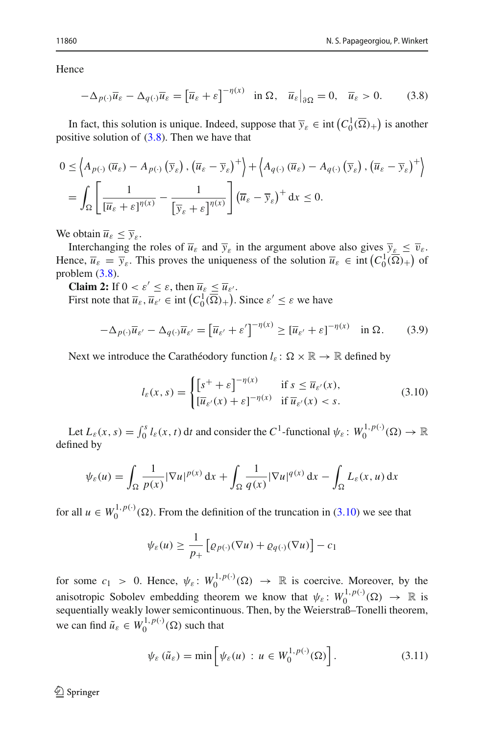Hence

$$-\Delta_{p(\cdot)}\overline{u}_\varepsilon - \Delta_{q(\cdot)}\overline{u}_\varepsilon = \left[\overline{u}_\varepsilon + \varepsilon\right]^{-\eta(x)} \quad \text{in } \Omega, \quad \overline{u}_\varepsilon\big|_{\partial\Omega} = 0, \quad \overline{u}_\varepsilon > 0. \tag{3.8}$$

In fact, this solution is unique. Indeed, suppose that $\overline{y}_\varepsilon \in \operatorname{int}\left(C_0^1(\overline{\Omega})_+\right)$ is another positive solution of (3.8). Then we have that

$$\begin{aligned}
0 &\le \left\langle A_{p(\cdot)}\left(\overline{u}_\varepsilon\right) - A_{p(\cdot)}\left(\overline{y}_\varepsilon\right), \left(\overline{u}_\varepsilon - \overline{y}_\varepsilon\right)^+ \right\rangle + \left\langle A_{q(\cdot)}\left(\overline{u}_\varepsilon\right) - A_{q(\cdot)}\left(\overline{y}_\varepsilon\right), \left(\overline{u}_\varepsilon - \overline{y}_\varepsilon\right)^+ \right\rangle \\
&= \int_\Omega \left[\frac{1}{\left[\overline{u}_\varepsilon + \varepsilon\right]^{\eta(x)}} - \frac{1}{\left[\overline{y}_\varepsilon + \varepsilon\right]^{\eta(x)}}\right] \left(\overline{u}_\varepsilon - \overline{y}_\varepsilon\right)^+ \mathrm{d}x \le 0.
\end{aligned}$$

We obtain $\overline{u}_\varepsilon \le \overline{y}_\varepsilon$.

Interchanging the roles of $\overline{u}_\varepsilon$ and $\overline{y}_\varepsilon$ in the argument above also gives $\overline{y}_\varepsilon \le \overline{v}_\varepsilon$. Hence, $\overline{u}_\varepsilon = \overline{y}_\varepsilon$. This proves the uniqueness of the solution $\overline{u}_\varepsilon \in \operatorname{int}\left(C_0^1(\overline{\Omega})_+\right)$ of problem (3.8).

**Claim 2:** If $0 < \varepsilon' \le \varepsilon$, then $\overline{u}_\varepsilon \le \overline{u}_{\varepsilon'}$.

First note that $\overline{u}_\varepsilon, \overline{u}_{\varepsilon'} \in \operatorname{int}\left(C_0^1(\overline{\Omega})_+\right)$. Since $\varepsilon' \le \varepsilon$ we have

$$-\Delta_{p(\cdot)}\overline{u}_{\varepsilon'} - \Delta_{q(\cdot)}\overline{u}_{\varepsilon'} = \left[\overline{u}_{\varepsilon'} + \varepsilon'\right]^{-\eta(x)} \ge \left[\overline{u}_{\varepsilon'} + \varepsilon\right]^{-\eta(x)} \quad \text{in } \Omega. \tag{3.9}$$

Next we introduce the Carathéodory function $l_\varepsilon \colon \Omega \times \mathbb{R} \to \mathbb{R}$ defined by

$$l_\varepsilon(x, s) = \begin{cases} \left[s^+ + \varepsilon\right]^{-\eta(x)} & \text{if } s \le \overline{u}_{\varepsilon'}(x), \\ \left[\overline{u}_{\varepsilon'}(x) + \varepsilon\right]^{-\eta(x)} & \text{if } \overline{u}_{\varepsilon'}(x) < s. \end{cases} \tag{3.10}$$

Let $L_\varepsilon(x, s) = \int_0^s l_\varepsilon(x, t)\,\mathrm{d}t$ and consider the $C^1$-functional $\psi_\varepsilon \colon W_0^{1,p(\cdot)}(\Omega) \to \mathbb{R}$ defined by

$$\psi_\varepsilon(u) = \int_\Omega \frac{1}{p(x)}|\nabla u|^{p(x)}\,\mathrm{d}x + \int_\Omega \frac{1}{q(x)}|\nabla u|^{q(x)}\,\mathrm{d}x - \int_\Omega L_\varepsilon(x, u)\,\mathrm{d}x$$

for all $u \in W_0^{1,p(\cdot)}(\Omega)$. From the definition of the truncation in (3.10) we see that

$$\psi_\varepsilon(u) \ge \frac{1}{p_+}\left[\varrho_{p(\cdot)}(\nabla u) + \varrho_{q(\cdot)}(\nabla u)\right] - c_1$$

for some $c_1 > 0$. Hence, $\psi_\varepsilon \colon W_0^{1,p(\cdot)}(\Omega) \to \mathbb{R}$ is coercive. Moreover, by the anisotropic Sobolev embedding theorem we know that $\psi_\varepsilon \colon W_0^{1,p(\cdot)}(\Omega) \to \mathbb{R}$ is sequentially weakly lower semicontinuous. Then, by the Weierstraß–Tonelli theorem, we can find $\tilde{u}_\varepsilon \in W_0^{1,p(\cdot)}(\Omega)$ such that

$$\psi_\varepsilon\left(\tilde{u}_\varepsilon\right) = \min\left[\psi_\varepsilon(u) \,:\, u \in W_0^{1,p(\cdot)}(\Omega)\right]. \tag{3.11}$$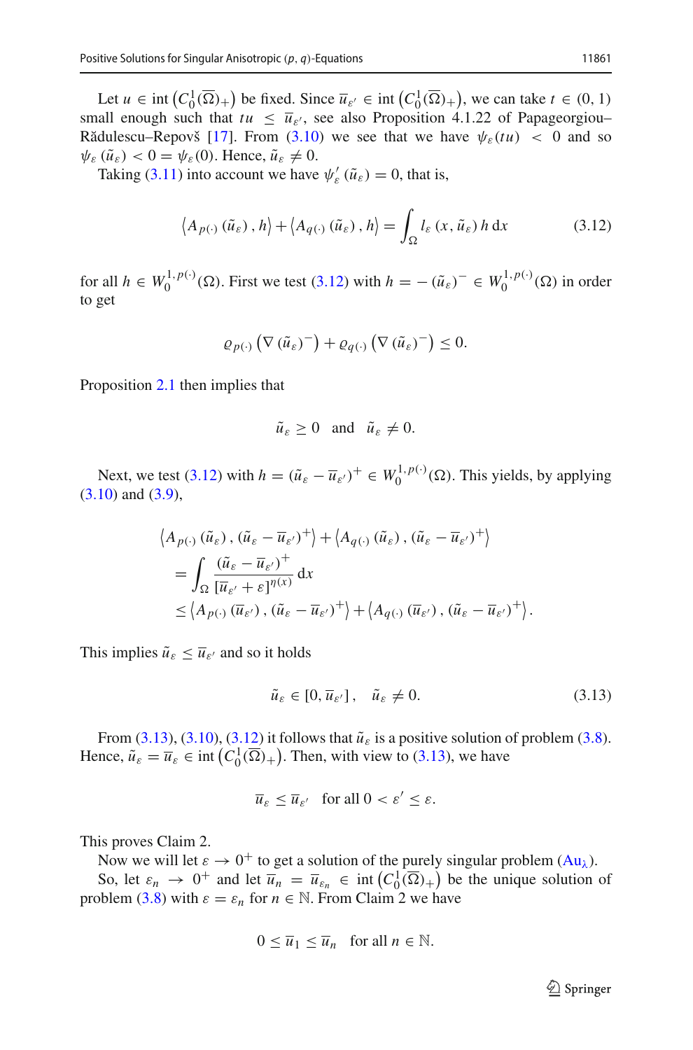Let $u \in \operatorname{int}\left(C_0^1(\overline{\Omega})_+\right)$ be fixed. Since $\overline{u}_{\varepsilon'} \in \operatorname{int}\left(C_0^1(\overline{\Omega})_+\right)$, we can take $t \in (0,1)$ small enough such that $tu \leq \overline{u}_{\varepsilon'}$, see also Proposition 4.1.22 of Papageorgiou–Rădulescu–Repovš [17]. From (3.10) we see that we have $\psi_\varepsilon(tu) < 0$ and so $\psi_\varepsilon(\tilde{u}_\varepsilon) < 0 = \psi_\varepsilon(0)$. Hence, $\tilde{u}_\varepsilon \neq 0$.

Taking (3.11) into account we have $\psi_\varepsilon'(\tilde{u}_\varepsilon) = 0$, that is,

$$\left\langle A_{p(\cdot)}(\tilde{u}_\varepsilon), h\right\rangle + \left\langle A_{q(\cdot)}(\tilde{u}_\varepsilon), h\right\rangle = \int_\Omega l_\varepsilon(x, \tilde{u}_\varepsilon)\, h\, \mathrm{d}x \tag{3.12}$$

for all $h \in W_0^{1,p(\cdot)}(\Omega)$. First we test (3.12) with $h = -(\tilde{u}_\varepsilon)^- \in W_0^{1,p(\cdot)}(\Omega)$ in order to get

$$\varrho_{p(\cdot)}\left(\nabla(\tilde{u}_\varepsilon)^-\right) + \varrho_{q(\cdot)}\left(\nabla(\tilde{u}_\varepsilon)^-\right) \leq 0.$$

Proposition 2.1 then implies that

$$\tilde{u}_\varepsilon \geq 0 \quad \text{and} \quad \tilde{u}_\varepsilon \neq 0.$$

Next, we test (3.12) with $h = (\tilde{u}_\varepsilon - \overline{u}_{\varepsilon'})^+ \in W_0^{1,p(\cdot)}(\Omega)$. This yields, by applying (3.10) and (3.9),

$$\begin{aligned}
&\left\langle A_{p(\cdot)}(\tilde{u}_\varepsilon), (\tilde{u}_\varepsilon - \overline{u}_{\varepsilon'})^+\right\rangle + \left\langle A_{q(\cdot)}(\tilde{u}_\varepsilon), (\tilde{u}_\varepsilon - \overline{u}_{\varepsilon'})^+\right\rangle \\
&= \int_\Omega \frac{(\tilde{u}_\varepsilon - \overline{u}_{\varepsilon'})^+}{[\overline{u}_{\varepsilon'} + \varepsilon]^{\eta(x)}}\, \mathrm{d}x \\
&\leq \left\langle A_{p(\cdot)}(\overline{u}_{\varepsilon'}), (\tilde{u}_\varepsilon - \overline{u}_{\varepsilon'})^+\right\rangle + \left\langle A_{q(\cdot)}(\overline{u}_{\varepsilon'}), (\tilde{u}_\varepsilon - \overline{u}_{\varepsilon'})^+\right\rangle.
\end{aligned}$$

This implies $\tilde{u}_\varepsilon \leq \overline{u}_{\varepsilon'}$ and so it holds

$$\tilde{u}_\varepsilon \in [0, \overline{u}_{\varepsilon'}], \quad \tilde{u}_\varepsilon \neq 0. \tag{3.13}$$

From (3.13), (3.10), (3.12) it follows that $\tilde{u}_\varepsilon$ is a positive solution of problem (3.8). Hence, $\tilde{u}_\varepsilon = \overline{u}_\varepsilon \in \operatorname{int}\left(C_0^1(\overline{\Omega})_+\right)$. Then, with view to (3.13), we have

$$\overline{u}_\varepsilon \leq \overline{u}_{\varepsilon'} \quad \text{for all } 0 < \varepsilon' \leq \varepsilon.$$

This proves Claim 2.

Now we will let $\varepsilon \to 0^+$ to get a solution of the purely singular problem ($\mathrm{Au}_\lambda$).

So, let $\varepsilon_n \to 0^+$ and let $\overline{u}_n = \overline{u}_{\varepsilon_n} \in \operatorname{int}\left(C_0^1(\overline{\Omega})_+\right)$ be the unique solution of problem (3.8) with $\varepsilon = \varepsilon_n$ for $n \in \mathbb{N}$. From Claim 2 we have

$$0 \leq \overline{u}_1 \leq \overline{u}_n \quad \text{for all } n \in \mathbb{N}.$$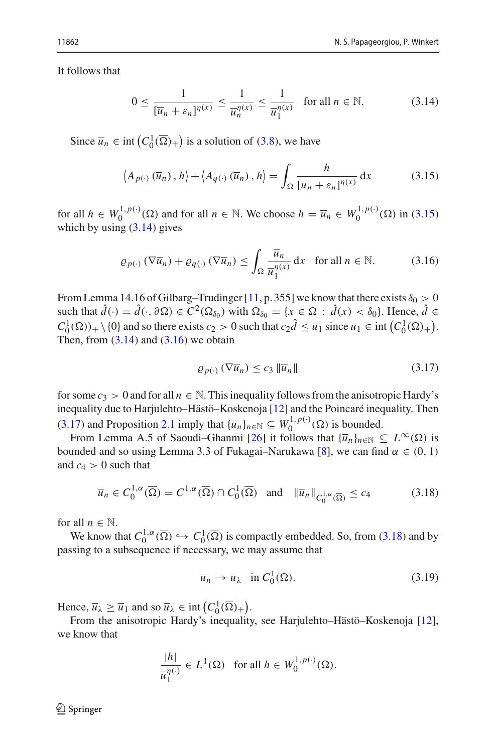It follows that

$$0 \leq \frac{1}{[\overline{u}_n + \varepsilon_n]^{\eta(x)}} \leq \frac{1}{\overline{u}_n^{\eta(x)}} \leq \frac{1}{\overline{u}_1^{\eta(x)}} \quad \text{for all } n \in \mathbb{N}. \tag{3.14}$$

Since $\overline{u}_n \in \operatorname{int}\left(C_0^1(\overline{\Omega})_+\right)$ is a solution of (3.8), we have

$$\left\langle A_{p(\cdot)}\left(\overline{u}_n\right), h\right\rangle + \left\langle A_{q(\cdot)}\left(\overline{u}_n\right), h\right\rangle = \int_\Omega \frac{h}{[\overline{u}_n + \varepsilon_n]^{\eta(x)}} \,\mathrm{d}x \tag{3.15}$$

for all $h \in W_0^{1,p(\cdot)}(\Omega)$ and for all $n \in \mathbb{N}$. We choose $h = \overline{u}_n \in W_0^{1,p(\cdot)}(\Omega)$ in (3.15) which by using (3.14) gives

$$\varrho_{p(\cdot)}\left(\nabla \overline{u}_n\right) + \varrho_{q(\cdot)}\left(\nabla \overline{u}_n\right) \leq \int_\Omega \frac{\overline{u}_n}{\overline{u}_1^{\eta(x)}} \,\mathrm{d}x \quad \text{for all } n \in \mathbb{N}. \tag{3.16}$$

From Lemma 14.16 of Gilbarg–Trudinger [11, p. 355] we know that there exists $\delta_0 > 0$ such that $\hat{d}(\cdot) = \hat{d}(\cdot, \partial\Omega) \in C^2(\overline{\Omega}_{\delta_0})$ with $\overline{\Omega}_{\delta_0} = \{x \in \overline{\Omega} : \hat{d}(x) < \delta_0\}$. Hence, $\hat{d} \in C_0^1(\overline{\Omega}))_+ \setminus \{0\}$ and so there exists $c_2 > 0$ such that $c_2\hat{d} \leq \overline{u}_1$ since $\overline{u}_1 \in \operatorname{int}\left(C_0^1(\overline{\Omega})_+\right)$. Then, from (3.14) and (3.16) we obtain

$$\varrho_{p(\cdot)}\left(\nabla \overline{u}_n\right) \leq c_3 \left\|\overline{u}_n\right\| \tag{3.17}$$

for some $c_3 > 0$ and for all $n \in \mathbb{N}$. This inequality follows from the anisotropic Hardy's inequality due to Harjulehto–Hästö–Koskenoja [12] and the Poincaré inequality. Then (3.17) and Proposition 2.1 imply that $\{\overline{u}_n\}_{n\in\mathbb{N}} \subseteq W_0^{1,p(\cdot)}(\Omega)$ is bounded.

From Lemma A.5 of Saoudi–Ghanmi [26] it follows that $\{\overline{u}_n\}_{n\in\mathbb{N}} \subseteq L^\infty(\Omega)$ is bounded and so using Lemma 3.3 of Fukagai–Narukawa [8], we can find $\alpha \in (0,1)$ and $c_4 > 0$ such that

$$\overline{u}_n \in C_0^{1,\alpha}(\overline{\Omega}) = C^{1,\alpha}(\overline{\Omega}) \cap C_0^1(\overline{\Omega}) \quad \text{and} \quad \left\|\overline{u}_n\right\|_{C_0^{1,\alpha}(\overline{\Omega})} \leq c_4 \tag{3.18}$$

for all $n \in \mathbb{N}$.

We know that $C_0^{1,\alpha}(\overline{\Omega}) \hookrightarrow C_0^1(\overline{\Omega})$ is compactly embedded. So, from (3.18) and by passing to a subsequence if necessary, we may assume that

$$\overline{u}_n \to \overline{u}_\lambda \quad \text{in } C_0^1(\overline{\Omega}). \tag{3.19}$$

Hence, $\overline{u}_\lambda \geq \overline{u}_1$ and so $\overline{u}_\lambda \in \operatorname{int}\left(C_0^1(\overline{\Omega})_+\right)$.

From the anisotropic Hardy's inequality, see Harjulehto–Hästö–Koskenoja [12], we know that

$$\frac{|h|}{\overline{u}_1^{\eta(\cdot)}} \in L^1(\Omega) \quad \text{for all } h \in W_0^{1,p(\cdot)}(\Omega).$$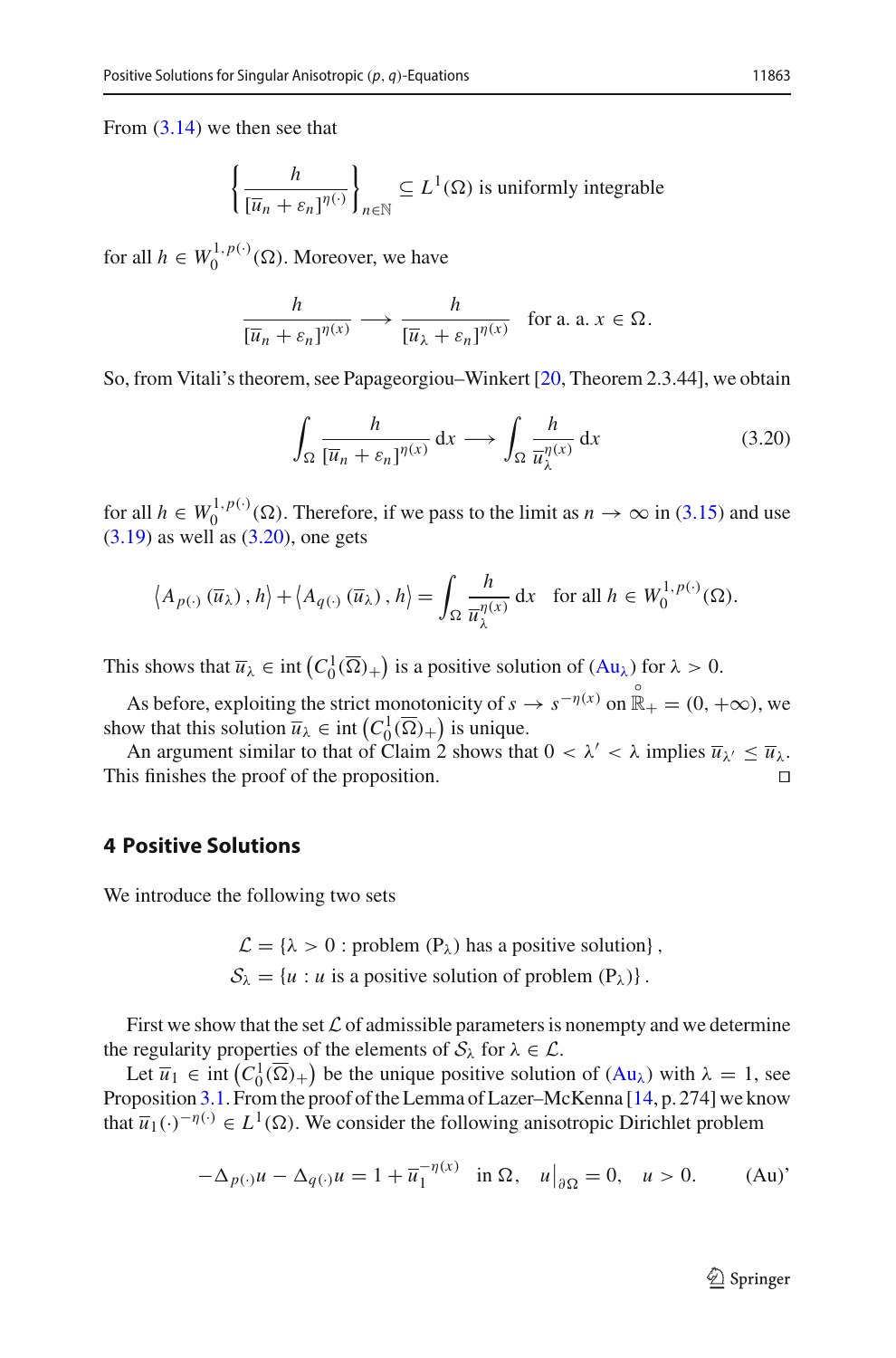From (3.14) we then see that

$$\left\{ \frac{h}{[\overline{u}_n + \varepsilon_n]^{\eta(\cdot)}} \right\}_{n \in \mathbb{N}} \subseteq L^1(\Omega) \text{ is uniformly integrable}$$

for all $h \in W_0^{1,p(\cdot)}(\Omega)$. Moreover, we have

$$\frac{h}{[\overline{u}_n + \varepsilon_n]^{\eta(x)}} \longrightarrow \frac{h}{[\overline{u}_\lambda + \varepsilon_n]^{\eta(x)}} \quad \text{for a. a. } x \in \Omega.$$

So, from Vitali's theorem, see Papageorgiou–Winkert [20, Theorem 2.3.44], we obtain

$$\int_\Omega \frac{h}{[\overline{u}_n + \varepsilon_n]^{\eta(x)}} \, \mathrm{d}x \longrightarrow \int_\Omega \frac{h}{\overline{u}_\lambda^{\eta(x)}} \, \mathrm{d}x \tag{3.20}$$

for all $h \in W_0^{1,p(\cdot)}(\Omega)$. Therefore, if we pass to the limit as $n \to \infty$ in (3.15) and use (3.19) as well as (3.20), one gets

$$\left\langle A_{p(\cdot)}(\overline{u}_\lambda), h \right\rangle + \left\langle A_{q(\cdot)}(\overline{u}_\lambda), h \right\rangle = \int_\Omega \frac{h}{\overline{u}_\lambda^{\eta(x)}} \, \mathrm{d}x \quad \text{for all } h \in W_0^{1,p(\cdot)}(\Omega).$$

This shows that $\overline{u}_\lambda \in \operatorname{int}\left(C_0^1(\overline{\Omega})_+\right)$ is a positive solution of (Au$_\lambda$) for $\lambda > 0$.

As before, exploiting the strict monotonicity of $s \to s^{-\eta(x)}$ on $\overset{\circ}{\mathbb{R}}_+ = (0, +\infty)$, we show that this solution $\overline{u}_\lambda \in \operatorname{int}\left(C_0^1(\overline{\Omega})_+\right)$ is unique.

An argument similar to that of Claim 2 shows that $0 < \lambda' < \lambda$ implies $\overline{u}_{\lambda'} \leq \overline{u}_\lambda$. This finishes the proof of the proposition. ◻

## 4 Positive Solutions

We introduce the following two sets

$$\mathcal{L} = \{\lambda > 0 : \text{problem } (\mathrm{P}_\lambda) \text{ has a positive solution}\},$$
$$\mathcal{S}_\lambda = \{u : u \text{ is a positive solution of problem } (\mathrm{P}_\lambda)\}.$$

First we show that the set $\mathcal{L}$ of admissible parameters is nonempty and we determine the regularity properties of the elements of $\mathcal{S}_\lambda$ for $\lambda \in \mathcal{L}$.

Let $\overline{u}_1 \in \operatorname{int}\left(C_0^1(\overline{\Omega})_+\right)$ be the unique positive solution of (Au$_\lambda$) with $\lambda = 1$, see Proposition 3.1. From the proof of the Lemma of Lazer–McKenna [14, p. 274] we know that $\overline{u}_1(\cdot)^{-\eta(\cdot)} \in L^1(\Omega)$. We consider the following anisotropic Dirichlet problem

$$-\Delta_{p(\cdot)} u - \Delta_{q(\cdot)} u = 1 + \overline{u}_1^{-\eta(x)} \quad \text{in } \Omega, \quad u\big|_{\partial\Omega} = 0, \quad u > 0. \tag{Au'}$$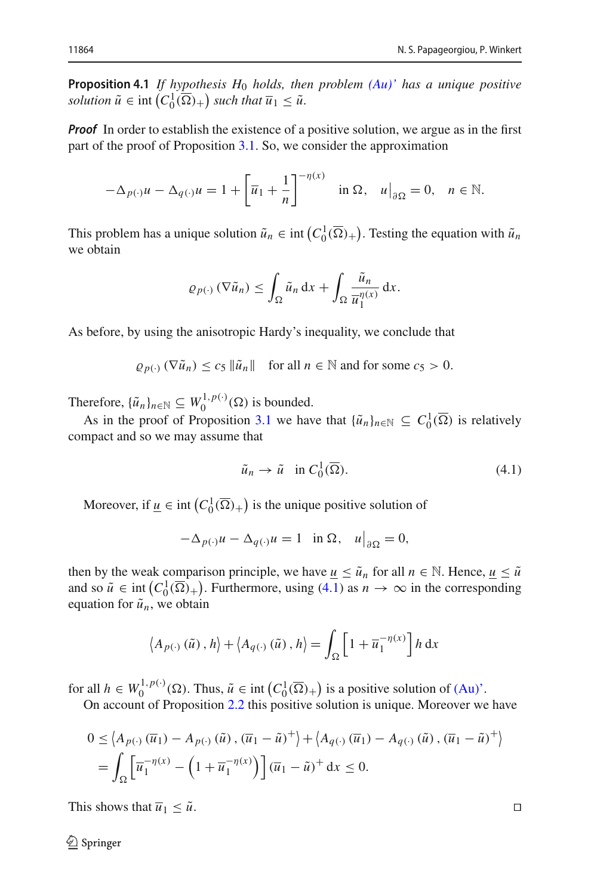**Proposition 4.1** *If hypothesis $H_0$ holds, then problem (Au)' has a unique positive solution $\tilde{u} \in \operatorname{int}\left(C_0^1(\overline{\Omega})_+\right)$ such that $\overline{u}_1 \leq \tilde{u}$.*

***Proof*** In order to establish the existence of a positive solution, we argue as in the first part of the proof of Proposition 3.1. So, we consider the approximation

$$-\Delta_{p(\cdot)}u - \Delta_{q(\cdot)}u = 1 + \left[\overline{u}_1 + \frac{1}{n}\right]^{-\eta(x)} \quad \text{in } \Omega, \quad u\big|_{\partial\Omega} = 0, \quad n \in \mathbb{N}.$$

This problem has a unique solution $\tilde{u}_n \in \operatorname{int}\left(C_0^1(\overline{\Omega})_+\right)$. Testing the equation with $\tilde{u}_n$ we obtain

$$\varrho_{p(\cdot)}\left(\nabla \tilde{u}_n\right) \leq \int_\Omega \tilde{u}_n \,\mathrm{d}x + \int_\Omega \frac{\tilde{u}_n}{\overline{u}_1^{\eta(x)}}\,\mathrm{d}x.$$

As before, by using the anisotropic Hardy's inequality, we conclude that

$$\varrho_{p(\cdot)}\left(\nabla \tilde{u}_n\right) \leq c_5 \left\|\tilde{u}_n\right\| \quad \text{for all } n \in \mathbb{N} \text{ and for some } c_5 > 0.$$

Therefore, $\{\tilde{u}_n\}_{n\in\mathbb{N}} \subseteq W_0^{1,p(\cdot)}(\Omega)$ is bounded.

As in the proof of Proposition 3.1 we have that $\{\tilde{u}_n\}_{n\in\mathbb{N}} \subseteq C_0^1(\overline{\Omega})$ is relatively compact and so we may assume that

$$\tilde{u}_n \to \tilde{u} \quad \text{in } C_0^1(\overline{\Omega}). \tag{4.1}$$

Moreover, if $\underline{u} \in \operatorname{int}\left(C_0^1(\overline{\Omega})_+\right)$ is the unique positive solution of

$$-\Delta_{p(\cdot)}u - \Delta_{q(\cdot)}u = 1 \quad \text{in } \Omega, \quad u\big|_{\partial\Omega} = 0,$$

then by the weak comparison principle, we have $\underline{u} \leq \tilde{u}_n$ for all $n \in \mathbb{N}$. Hence, $\underline{u} \leq \tilde{u}$ and so $\tilde{u} \in \operatorname{int}\left(C_0^1(\overline{\Omega})_+\right)$. Furthermore, using (4.1) as $n \to \infty$ in the corresponding equation for $\tilde{u}_n$, we obtain

$$\left\langle A_{p(\cdot)}\left(\tilde{u}\right), h\right\rangle + \left\langle A_{q(\cdot)}\left(\tilde{u}\right), h\right\rangle = \int_\Omega \left[1 + \overline{u}_1^{-\eta(x)}\right] h \,\mathrm{d}x$$

for all $h \in W_0^{1,p(\cdot)}(\Omega)$. Thus, $\tilde{u} \in \operatorname{int}\left(C_0^1(\overline{\Omega})_+\right)$ is a positive solution of (Au)'.

On account of Proposition 2.2 this positive solution is unique. Moreover we have

$$\begin{aligned}
0 &\leq \left\langle A_{p(\cdot)}\left(\overline{u}_1\right) - A_{p(\cdot)}\left(\tilde{u}\right), \left(\overline{u}_1 - \tilde{u}\right)^+\right\rangle + \left\langle A_{q(\cdot)}\left(\overline{u}_1\right) - A_{q(\cdot)}\left(\tilde{u}\right), \left(\overline{u}_1 - \tilde{u}\right)^+\right\rangle \\
&= \int_\Omega \left[\overline{u}_1^{-\eta(x)} - \left(1 + \overline{u}_1^{-\eta(x)}\right)\right] \left(\overline{u}_1 - \tilde{u}\right)^+ \mathrm{d}x \leq 0.
\end{aligned}$$

This shows that $\overline{u}_1 \leq \tilde{u}$. $\square$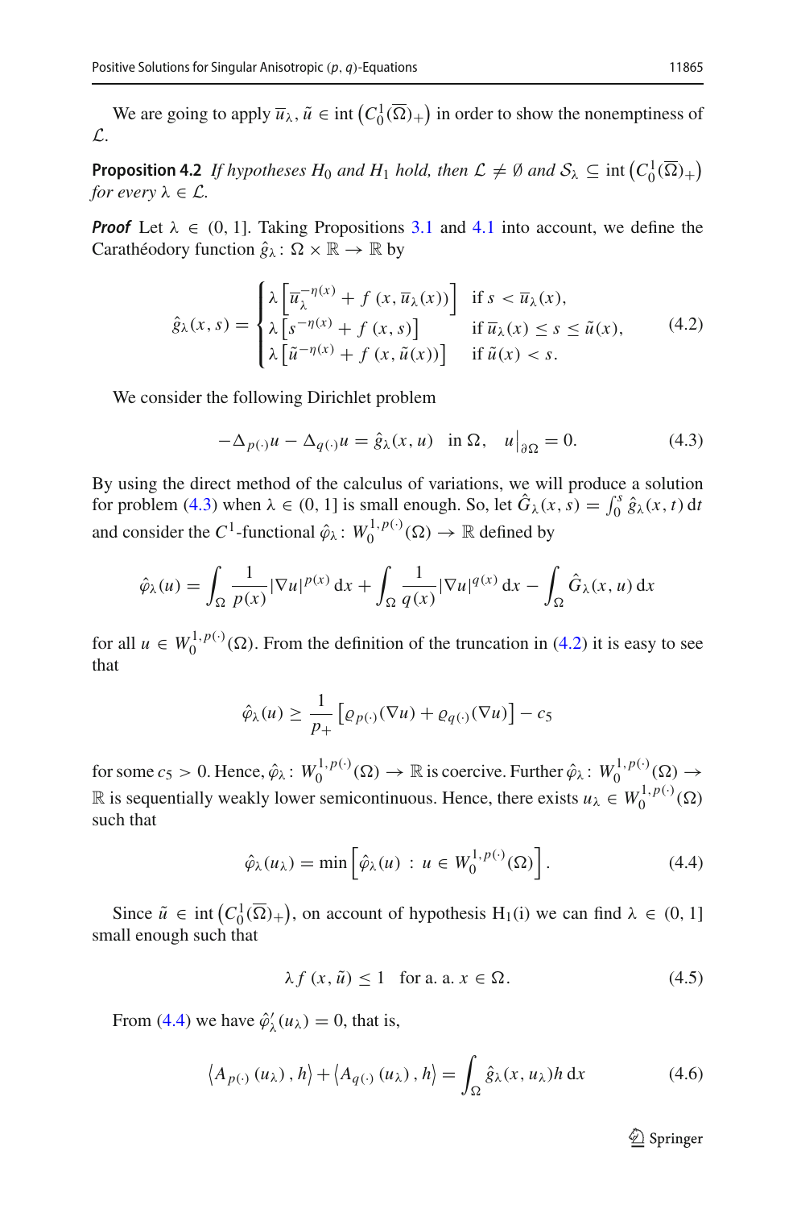We are going to apply $\overline{u}_\lambda, \tilde{u} \in \operatorname{int}\left(C_0^1(\overline{\Omega})_+\right)$ in order to show the nonemptiness of $\mathcal{L}$.

**Proposition 4.2** *If hypotheses $H_0$ and $H_1$ hold, then $\mathcal{L} \neq \emptyset$ and $\mathcal{S}_\lambda \subseteq \operatorname{int}\left(C_0^1(\overline{\Omega})_+\right)$ for every $\lambda \in \mathcal{L}$.*

***Proof*** Let $\lambda \in (0, 1]$. Taking Propositions 3.1 and 4.1 into account, we define the Carathéodory function $\hat{g}_\lambda \colon \Omega \times \mathbb{R} \to \mathbb{R}$ by

$$
\hat{g}_\lambda(x, s) = \begin{cases} \lambda\left[\overline{u}_\lambda^{-\eta(x)} + f\left(x, \overline{u}_\lambda(x)\right)\right] & \text{if } s < \overline{u}_\lambda(x), \\ \lambda\left[s^{-\eta(x)} + f\left(x, s\right)\right] & \text{if } \overline{u}_\lambda(x) \leq s \leq \tilde{u}(x), \\ \lambda\left[\tilde{u}^{-\eta(x)} + f\left(x, \tilde{u}(x)\right)\right] & \text{if } \tilde{u}(x) < s. \end{cases} \tag{4.2}
$$

We consider the following Dirichlet problem

$$
-\Delta_{p(\cdot)} u - \Delta_{q(\cdot)} u = \hat{g}_\lambda(x, u) \quad \text{in } \Omega, \quad u\big|_{\partial\Omega} = 0. \tag{4.3}
$$

By using the direct method of the calculus of variations, we will produce a solution for problem (4.3) when $\lambda \in (0, 1]$ is small enough. So, let $\hat{G}_\lambda(x, s) = \int_0^s \hat{g}_\lambda(x, t)\,\mathrm{d}t$ and consider the $C^1$-functional $\hat{\varphi}_\lambda \colon W_0^{1,p(\cdot)}(\Omega) \to \mathbb{R}$ defined by

$$
\hat{\varphi}_\lambda(u) = \int_\Omega \frac{1}{p(x)} |\nabla u|^{p(x)}\,\mathrm{d}x + \int_\Omega \frac{1}{q(x)} |\nabla u|^{q(x)}\,\mathrm{d}x - \int_\Omega \hat{G}_\lambda(x, u)\,\mathrm{d}x
$$

for all $u \in W_0^{1,p(\cdot)}(\Omega)$. From the definition of the truncation in (4.2) it is easy to see that

$$
\hat{\varphi}_\lambda(u) \geq \frac{1}{p_+}\left[\varrho_{p(\cdot)}(\nabla u) + \varrho_{q(\cdot)}(\nabla u)\right] - c_5
$$

for some $c_5 > 0$. Hence, $\hat{\varphi}_\lambda \colon W_0^{1,p(\cdot)}(\Omega) \to \mathbb{R}$ is coercive. Further $\hat{\varphi}_\lambda \colon W_0^{1,p(\cdot)}(\Omega) \to \mathbb{R}$ is sequentially weakly lower semicontinuous. Hence, there exists $u_\lambda \in W_0^{1,p(\cdot)}(\Omega)$ such that

$$
\hat{\varphi}_\lambda(u_\lambda) = \min\left[\hat{\varphi}_\lambda(u) \,:\, u \in W_0^{1,p(\cdot)}(\Omega)\right]. \tag{4.4}
$$

Since $\tilde{u} \in \operatorname{int}\left(C_0^1(\overline{\Omega})_+\right)$, on account of hypothesis $\mathrm{H}_1$(i) we can find $\lambda \in (0, 1]$ small enough such that

$$
\lambda f\left(x, \tilde{u}\right) \leq 1 \quad \text{for a. a. } x \in \Omega. \tag{4.5}
$$

From (4.4) we have $\hat{\varphi}_\lambda'(u_\lambda) = 0$, that is,

$$
\left\langle A_{p(\cdot)}\left(u_\lambda\right), h\right\rangle + \left\langle A_{q(\cdot)}\left(u_\lambda\right), h\right\rangle = \int_\Omega \hat{g}_\lambda(x, u_\lambda) h\,\mathrm{d}x \tag{4.6}
$$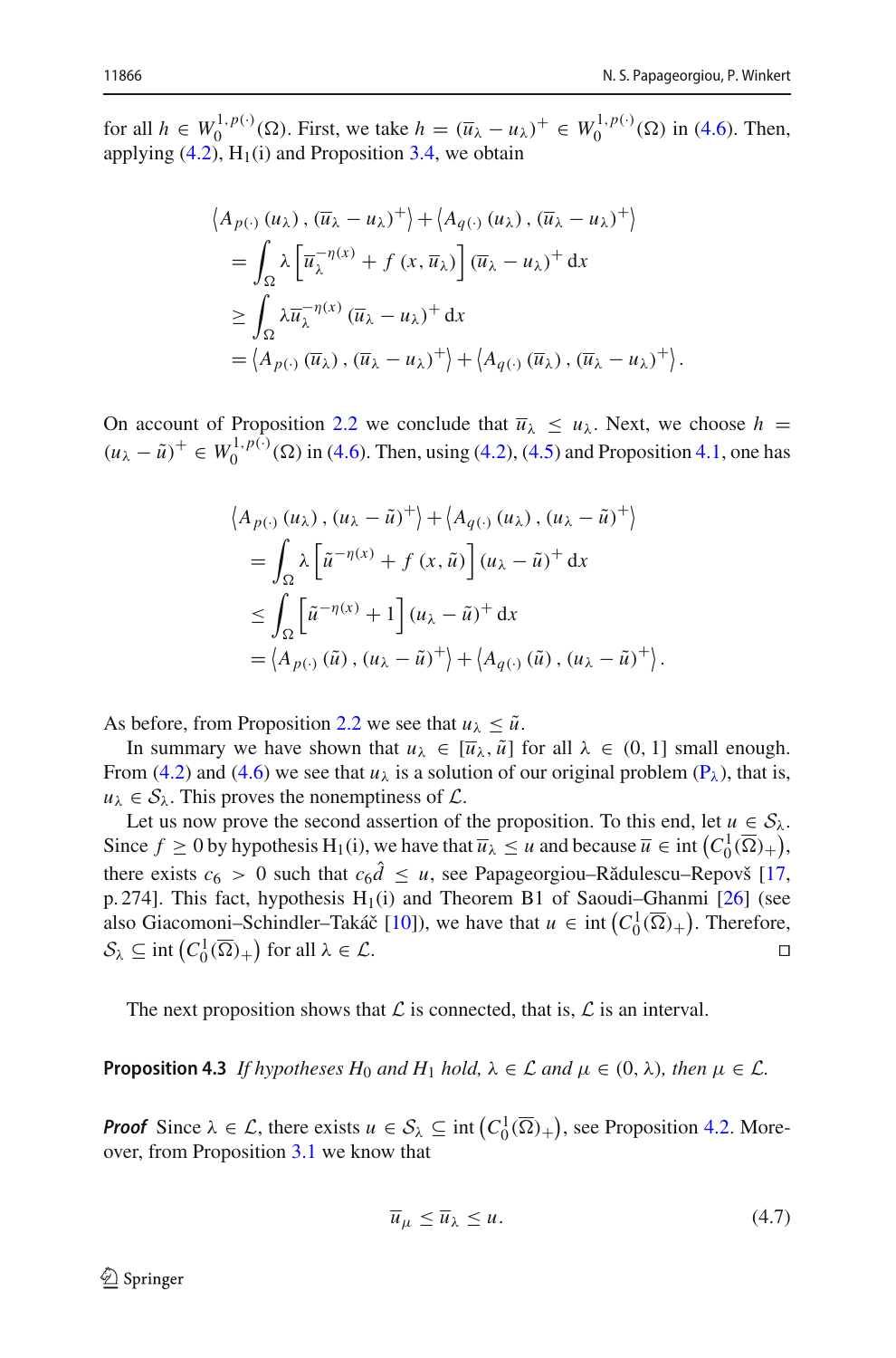for all $h \in W_0^{1,p(\cdot)}(\Omega)$. First, we take $h = (\overline{u}_\lambda - u_\lambda)^+ \in W_0^{1,p(\cdot)}(\Omega)$ in (4.6). Then, applying (4.2), H$_1$(i) and Proposition 3.4, we obtain

$$
\begin{aligned}
&\left\langle A_{p(\cdot)}(u_\lambda), (\overline{u}_\lambda - u_\lambda)^+\right\rangle + \left\langle A_{q(\cdot)}(u_\lambda), (\overline{u}_\lambda - u_\lambda)^+\right\rangle \\
&\quad = \int_\Omega \lambda \left[\overline{u}_\lambda^{-\eta(x)} + f(x, \overline{u}_\lambda)\right] (\overline{u}_\lambda - u_\lambda)^+ \,\mathrm{d}x \\
&\quad \geq \int_\Omega \lambda \overline{u}_\lambda^{-\eta(x)} (\overline{u}_\lambda - u_\lambda)^+ \,\mathrm{d}x \\
&\quad = \left\langle A_{p(\cdot)}(\overline{u}_\lambda), (\overline{u}_\lambda - u_\lambda)^+\right\rangle + \left\langle A_{q(\cdot)}(\overline{u}_\lambda), (\overline{u}_\lambda - u_\lambda)^+\right\rangle.
\end{aligned}
$$

On account of Proposition 2.2 we conclude that $\overline{u}_\lambda \leq u_\lambda$. Next, we choose $h = (u_\lambda - \tilde{u})^+ \in W_0^{1,p(\cdot)}(\Omega)$ in (4.6). Then, using (4.2), (4.5) and Proposition 4.1, one has

$$
\begin{aligned}
&\left\langle A_{p(\cdot)}(u_\lambda), (u_\lambda - \tilde{u})^+\right\rangle + \left\langle A_{q(\cdot)}(u_\lambda), (u_\lambda - \tilde{u})^+\right\rangle \\
&\quad = \int_\Omega \lambda \left[\tilde{u}^{-\eta(x)} + f(x, \tilde{u})\right] (u_\lambda - \tilde{u})^+ \,\mathrm{d}x \\
&\quad \leq \int_\Omega \left[\tilde{u}^{-\eta(x)} + 1\right] (u_\lambda - \tilde{u})^+ \,\mathrm{d}x \\
&\quad = \left\langle A_{p(\cdot)}(\tilde{u}), (u_\lambda - \tilde{u})^+\right\rangle + \left\langle A_{q(\cdot)}(\tilde{u}), (u_\lambda - \tilde{u})^+\right\rangle.
\end{aligned}
$$

As before, from Proposition 2.2 we see that $u_\lambda \leq \tilde{u}$.

In summary we have shown that $u_\lambda \in [\overline{u}_\lambda, \tilde{u}]$ for all $\lambda \in (0, 1]$ small enough. From (4.2) and (4.6) we see that $u_\lambda$ is a solution of our original problem (P$_\lambda$), that is, $u_\lambda \in \mathcal{S}_\lambda$. This proves the nonemptiness of $\mathcal{L}$.

Let us now prove the second assertion of the proposition. To this end, let $u \in \mathcal{S}_\lambda$. Since $f \geq 0$ by hypothesis H$_1$(i), we have that $\overline{u}_\lambda \leq u$ and because $\overline{u} \in \operatorname{int}\left(C_0^1(\overline{\Omega})_+\right)$, there exists $c_6 > 0$ such that $c_6 \hat{d} \leq u$, see Papageorgiou–Rădulescu–Repovš [17, p. 274]. This fact, hypothesis H$_1$(i) and Theorem B1 of Saoudi–Ghanmi [26] (see also Giacomoni–Schindler–Takáč [10]), we have that $u \in \operatorname{int}\left(C_0^1(\overline{\Omega})_+\right)$. Therefore, $\mathcal{S}_\lambda \subseteq \operatorname{int}\left(C_0^1(\overline{\Omega})_+\right)$ for all $\lambda \in \mathcal{L}$. ◻

The next proposition shows that $\mathcal{L}$ is connected, that is, $\mathcal{L}$ is an interval.

**Proposition 4.3** *If hypotheses $H_0$ and $H_1$ hold, $\lambda \in \mathcal{L}$ and $\mu \in (0, \lambda)$, then $\mu \in \mathcal{L}$.*

***Proof*** Since $\lambda \in \mathcal{L}$, there exists $u \in \mathcal{S}_\lambda \subseteq \operatorname{int}\left(C_0^1(\overline{\Omega})_+\right)$, see Proposition 4.2. Moreover, from Proposition 3.1 we know that

$$
\overline{u}_\mu \leq \overline{u}_\lambda \leq u. \tag{4.7}
$$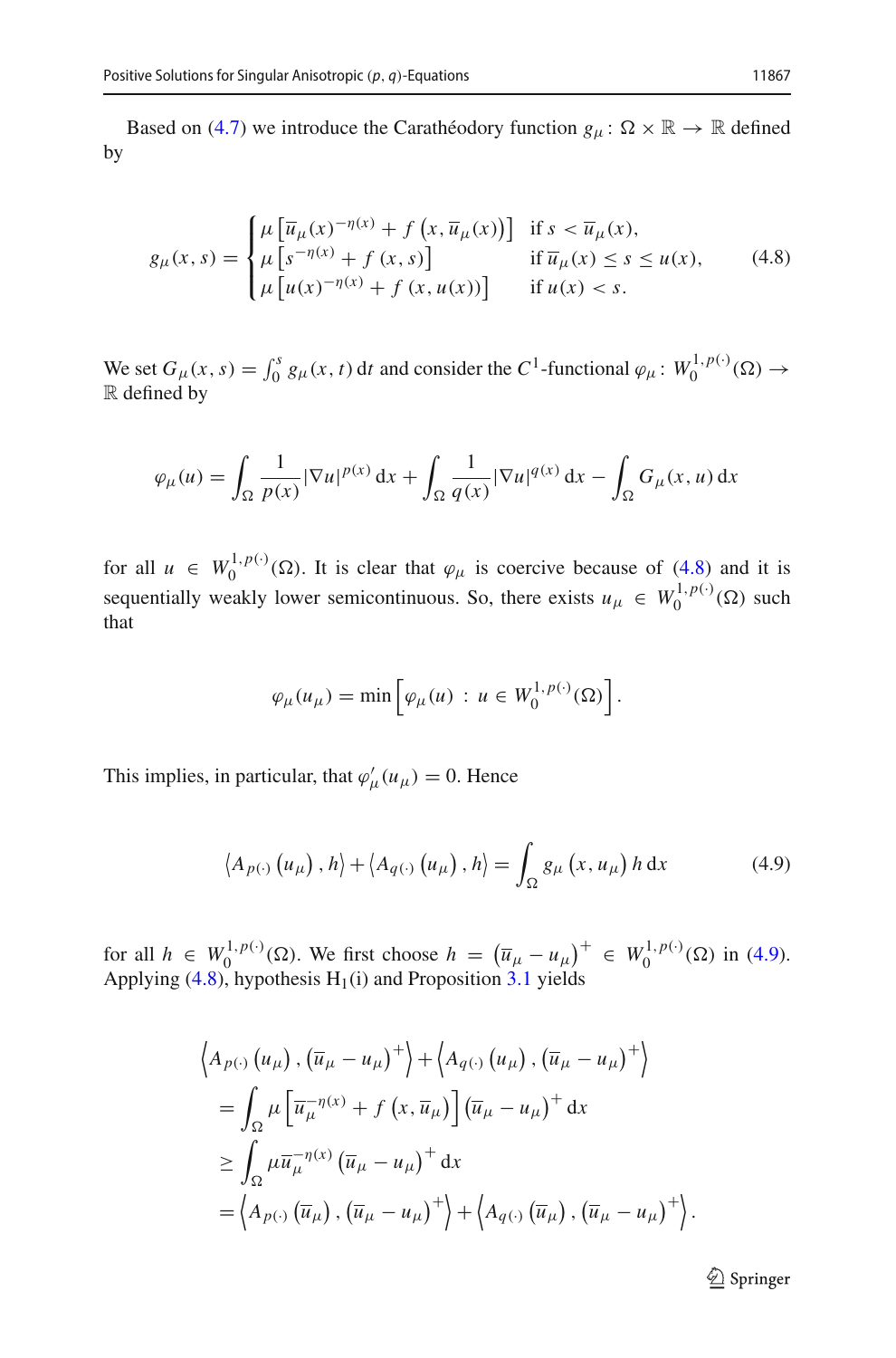Based on (4.7) we introduce the Carathéodory function $g_\mu\colon \Omega \times \mathbb{R} \to \mathbb{R}$ defined by

$$
g_\mu(x,s) = \begin{cases} \mu\left[\overline{u}_\mu(x)^{-\eta(x)} + f\left(x, \overline{u}_\mu(x)\right)\right] & \text{if } s < \overline{u}_\mu(x), \\ \mu\left[s^{-\eta(x)} + f\left(x, s\right)\right] & \text{if } \overline{u}_\mu(x) \le s \le u(x), \\ \mu\left[u(x)^{-\eta(x)} + f\left(x, u(x)\right)\right] & \text{if } u(x) < s. \end{cases} \tag{4.8}
$$

We set $G_\mu(x,s) = \int_0^s g_\mu(x,t)\,\mathrm{d}t$ and consider the $C^1$-functional $\varphi_\mu\colon W_0^{1,p(\cdot)}(\Omega) \to \mathbb{R}$ defined by

$$
\varphi_\mu(u) = \int_\Omega \frac{1}{p(x)}|\nabla u|^{p(x)}\,\mathrm{d}x + \int_\Omega \frac{1}{q(x)}|\nabla u|^{q(x)}\,\mathrm{d}x - \int_\Omega G_\mu(x,u)\,\mathrm{d}x
$$

for all $u \in W_0^{1,p(\cdot)}(\Omega)$. It is clear that $\varphi_\mu$ is coercive because of (4.8) and it is sequentially weakly lower semicontinuous. So, there exists $u_\mu \in W_0^{1,p(\cdot)}(\Omega)$ such that

$$
\varphi_\mu(u_\mu) = \min\left[\varphi_\mu(u) \,:\, u \in W_0^{1,p(\cdot)}(\Omega)\right].
$$

This implies, in particular, that $\varphi'_\mu(u_\mu) = 0$. Hence

$$
\left\langle A_{p(\cdot)}\left(u_\mu\right), h\right\rangle + \left\langle A_{q(\cdot)}\left(u_\mu\right), h\right\rangle = \int_\Omega g_\mu\left(x, u_\mu\right) h\,\mathrm{d}x \tag{4.9}
$$

for all $h \in W_0^{1,p(\cdot)}(\Omega)$. We first choose $h = \left(\overline{u}_\mu - u_\mu\right)^+ \in W_0^{1,p(\cdot)}(\Omega)$ in (4.9). Applying (4.8), hypothesis $\mathrm{H}_1$(i) and Proposition 3.1 yields

$$
\begin{aligned}
&\left\langle A_{p(\cdot)}\left(u_\mu\right), \left(\overline{u}_\mu - u_\mu\right)^+\right\rangle + \left\langle A_{q(\cdot)}\left(u_\mu\right), \left(\overline{u}_\mu - u_\mu\right)^+\right\rangle \\
&= \int_\Omega \mu\left[\overline{u}_\mu^{-\eta(x)} + f\left(x, \overline{u}_\mu\right)\right]\left(\overline{u}_\mu - u_\mu\right)^+\mathrm{d}x \\
&\ge \int_\Omega \mu\overline{u}_\mu^{-\eta(x)}\left(\overline{u}_\mu - u_\mu\right)^+\mathrm{d}x \\
&= \left\langle A_{p(\cdot)}\left(\overline{u}_\mu\right), \left(\overline{u}_\mu - u_\mu\right)^+\right\rangle + \left\langle A_{q(\cdot)}\left(\overline{u}_\mu\right), \left(\overline{u}_\mu - u_\mu\right)^+\right\rangle.
\end{aligned}
$$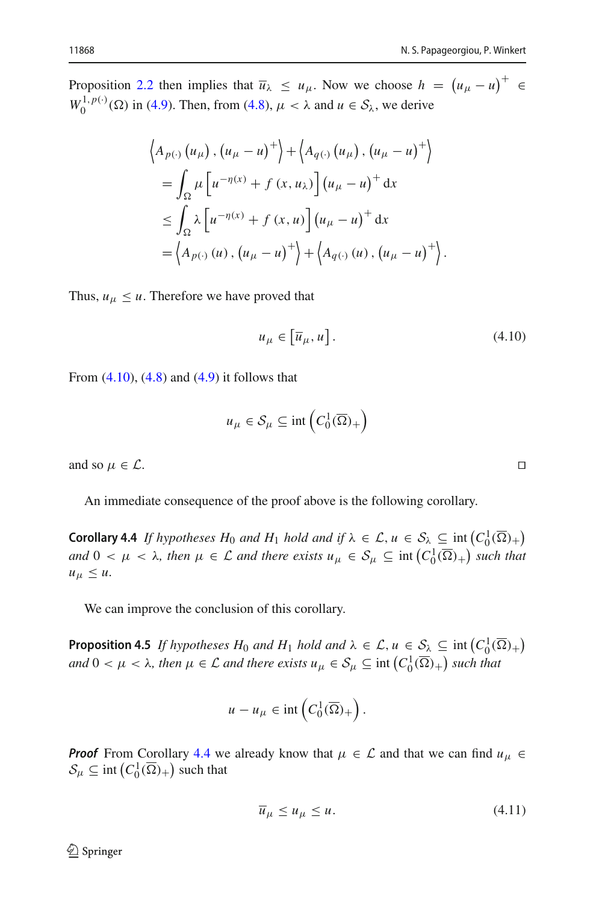Proposition 2.2 then implies that $\overline{u}_\lambda \leq u_\mu$. Now we choose $h = (u_\mu - u)^+ \in W_0^{1,p(\cdot)}(\Omega)$ in (4.9). Then, from (4.8), $\mu < \lambda$ and $u \in \mathcal{S}_\lambda$, we derive

$$
\begin{aligned}
&\left\langle A_{p(\cdot)}(u_\mu), (u_\mu - u)^+ \right\rangle + \left\langle A_{q(\cdot)}(u_\mu), (u_\mu - u)^+ \right\rangle \\
&= \int_\Omega \mu \left[ u^{-\eta(x)} + f(x, u_\lambda) \right] (u_\mu - u)^+ \,\mathrm{d}x \\
&\leq \int_\Omega \lambda \left[ u^{-\eta(x)} + f(x, u) \right] (u_\mu - u)^+ \,\mathrm{d}x \\
&= \left\langle A_{p(\cdot)}(u), (u_\mu - u)^+ \right\rangle + \left\langle A_{q(\cdot)}(u), (u_\mu - u)^+ \right\rangle.
\end{aligned}
$$

Thus, $u_\mu \leq u$. Therefore we have proved that

$$
u_\mu \in \left[ \overline{u}_\mu, u \right]. \tag{4.10}
$$

From (4.10), (4.8) and (4.9) it follows that

$$
u_\mu \in \mathcal{S}_\mu \subseteq \operatorname{int}\left( C_0^1(\overline{\Omega})_+ \right)
$$

and so $\mu \in \mathcal{L}$. □

An immediate consequence of the proof above is the following corollary.

**Corollary 4.4** *If hypotheses $H_0$ and $H_1$ hold and if $\lambda \in \mathcal{L}$, $u \in \mathcal{S}_\lambda \subseteq \operatorname{int}\left(C_0^1(\overline{\Omega})_+\right)$ and $0 < \mu < \lambda$, then $\mu \in \mathcal{L}$ and there exists $u_\mu \in \mathcal{S}_\mu \subseteq \operatorname{int}\left(C_0^1(\overline{\Omega})_+\right)$ such that $u_\mu \leq u$.*

We can improve the conclusion of this corollary.

**Proposition 4.5** *If hypotheses $H_0$ and $H_1$ hold and $\lambda \in \mathcal{L}$, $u \in \mathcal{S}_\lambda \subseteq \operatorname{int}\left(C_0^1(\overline{\Omega})_+\right)$ and $0 < \mu < \lambda$, then $\mu \in \mathcal{L}$ and there exists $u_\mu \in \mathcal{S}_\mu \subseteq \operatorname{int}\left(C_0^1(\overline{\Omega})_+\right)$ such that*

$$
u - u_\mu \in \operatorname{int}\left( C_0^1(\overline{\Omega})_+ \right).
$$

***Proof*** From Corollary 4.4 we already know that $\mu \in \mathcal{L}$ and that we can find $u_\mu \in \mathcal{S}_\mu \subseteq \operatorname{int}\left(C_0^1(\overline{\Omega})_+\right)$ such that

$$
\overline{u}_\mu \leq u_\mu \leq u. \tag{4.11}
$$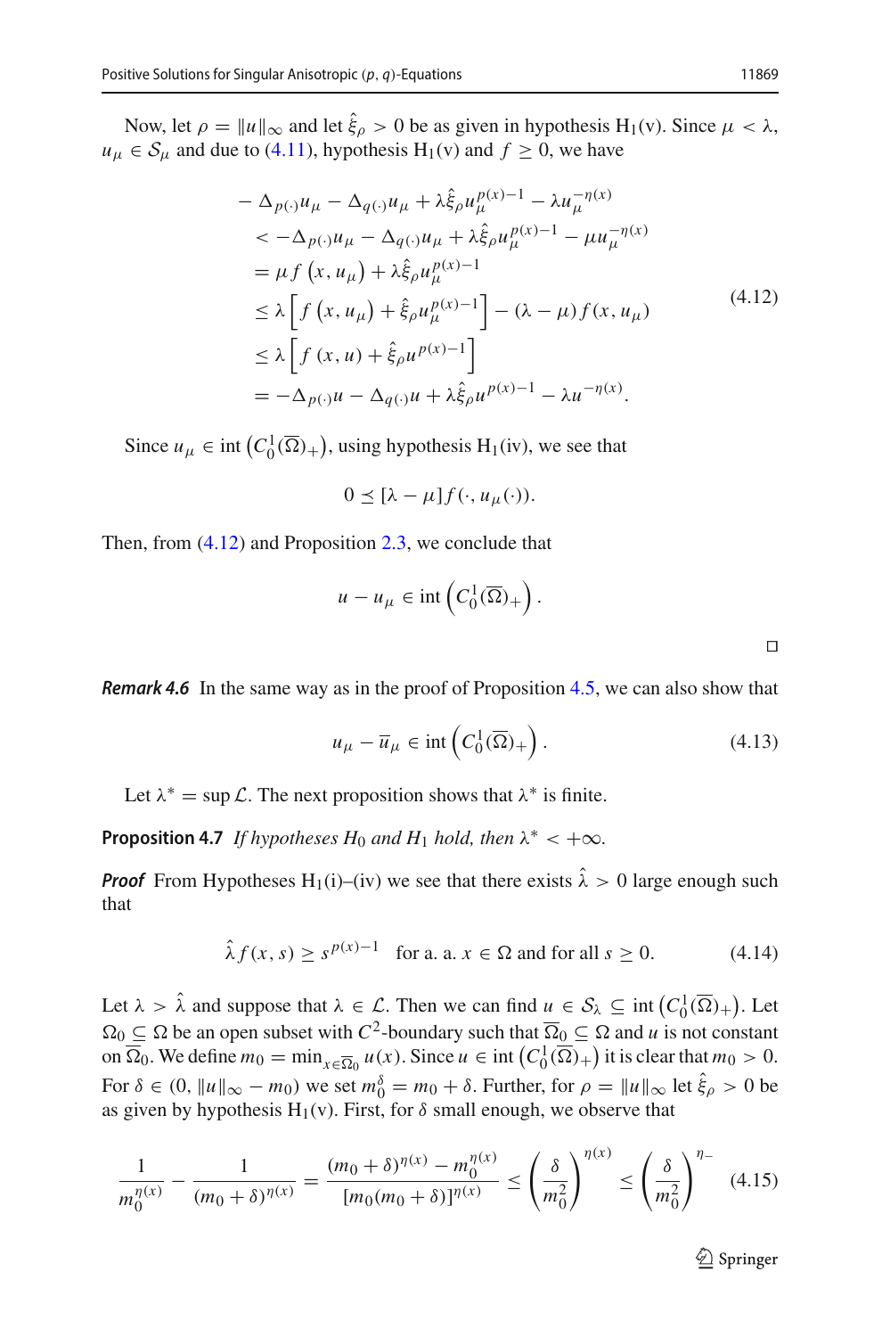Now, let $\rho = \|u\|_\infty$ and let $\hat{\xi}_\rho > 0$ be as given in hypothesis H$_1$(v). Since $\mu < \lambda$, $u_\mu \in \mathcal{S}_\mu$ and due to (4.11), hypothesis H$_1$(v) and $f \geq 0$, we have

$$
\begin{aligned}
& -\Delta_{p(\cdot)} u_\mu - \Delta_{q(\cdot)} u_\mu + \lambda \hat{\xi}_\rho u_\mu^{p(x)-1} - \lambda u_\mu^{-\eta(x)} \\
& < -\Delta_{p(\cdot)} u_\mu - \Delta_{q(\cdot)} u_\mu + \lambda \hat{\xi}_\rho u_\mu^{p(x)-1} - \mu u_\mu^{-\eta(x)} \\
& = \mu f\left(x, u_\mu\right) + \lambda \hat{\xi}_\rho u_\mu^{p(x)-1} \\
& \leq \lambda \left[ f\left(x, u_\mu\right) + \hat{\xi}_\rho u_\mu^{p(x)-1} \right] - (\lambda - \mu) f(x, u_\mu) \\
& \leq \lambda \left[ f\left(x, u\right) + \hat{\xi}_\rho u^{p(x)-1} \right] \\
& = -\Delta_{p(\cdot)} u - \Delta_{q(\cdot)} u + \lambda \hat{\xi}_\rho u^{p(x)-1} - \lambda u^{-\eta(x)}.
\end{aligned}
\tag{4.12}
$$

Since $u_\mu \in \operatorname{int}\left(C_0^1(\overline{\Omega})_+\right)$, using hypothesis H$_1$(iv), we see that

$$
0 \preceq [\lambda - \mu] f(\cdot, u_\mu(\cdot)).
$$

Then, from (4.12) and Proposition 2.3, we conclude that

$$
u - u_\mu \in \operatorname{int}\left(C_0^1(\overline{\Omega})_+\right).
$$

□

***Remark 4.6*** In the same way as in the proof of Proposition 4.5, we can also show that

$$
u_\mu - \overline{u}_\mu \in \operatorname{int}\left(C_0^1(\overline{\Omega})_+\right). \tag{4.13}
$$

Let $\lambda^* = \sup \mathcal{L}$. The next proposition shows that $\lambda^*$ is finite.

**Proposition 4.7** *If hypotheses $H_0$ and $H_1$ hold, then $\lambda^* < +\infty$.*

***Proof*** From Hypotheses H$_1$(i)–(iv) we see that there exists $\hat{\lambda} > 0$ large enough such that

$$
\hat{\lambda} f(x, s) \geq s^{p(x)-1} \quad \text{for a. a. } x \in \Omega \text{ and for all } s \geq 0. \tag{4.14}
$$

Let $\lambda > \hat{\lambda}$ and suppose that $\lambda \in \mathcal{L}$. Then we can find $u \in \mathcal{S}_\lambda \subseteq \operatorname{int}\left(C_0^1(\overline{\Omega})_+\right)$. Let $\Omega_0 \subseteq \Omega$ be an open subset with $C^2$-boundary such that $\overline{\Omega}_0 \subseteq \Omega$ and $u$ is not constant on $\overline{\Omega}_0$. We define $m_0 = \min_{x \in \overline{\Omega}_0} u(x)$. Since $u \in \operatorname{int}\left(C_0^1(\overline{\Omega})_+\right)$ it is clear that $m_0 > 0$. For $\delta \in (0, \|u\|_\infty - m_0)$ we set $m_0^\delta = m_0 + \delta$. Further, for $\rho = \|u\|_\infty$ let $\hat{\xi}_\rho > 0$ be as given by hypothesis H$_1$(v). First, for $\delta$ small enough, we observe that

$$
\frac{1}{m_0^{\eta(x)}} - \frac{1}{(m_0 + \delta)^{\eta(x)}} = \frac{(m_0 + \delta)^{\eta(x)} - m_0^{\eta(x)}}{[m_0(m_0 + \delta)]^{\eta(x)}} \leq \left(\frac{\delta}{m_0^2}\right)^{\eta(x)} \leq \left(\frac{\delta}{m_0^2}\right)^{\eta_-} \tag{4.15}
$$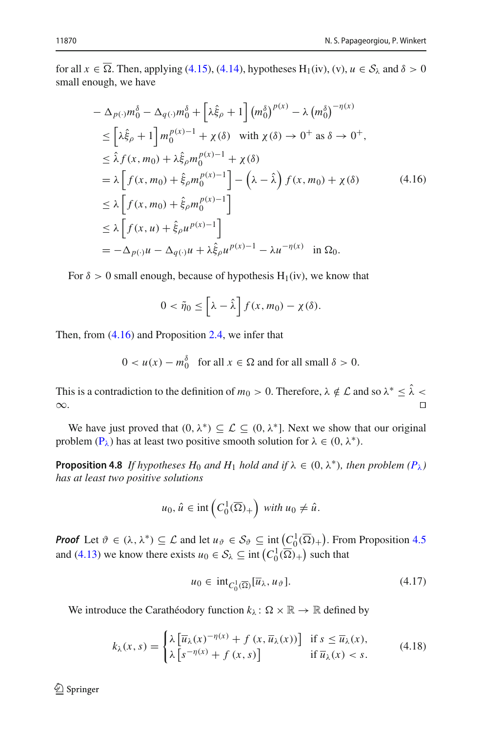for all $x \in \overline{\Omega}$. Then, applying (4.15), (4.14), hypotheses $H_1$(iv), (v), $u \in \mathcal{S}_\lambda$ and $\delta > 0$ small enough, we have

$$
\begin{aligned}
& -\Delta_{p(\cdot)} m_0^\delta - \Delta_{q(\cdot)} m_0^\delta + \left[\lambda \hat{\xi}_\rho + 1\right] \left(m_0^\delta\right)^{p(x)} - \lambda \left(m_0^\delta\right)^{-\eta(x)} \\
& \leq \left[\lambda \hat{\xi}_\rho + 1\right] m_0^{p(x)-1} + \chi(\delta) \quad \text{with } \chi(\delta) \to 0^+ \text{ as } \delta \to 0^+, \\
& \leq \hat{\lambda} f(x, m_0) + \lambda \hat{\xi}_\rho m_0^{p(x)-1} + \chi(\delta) \\
& = \lambda \left[ f(x, m_0) + \hat{\xi}_\rho m_0^{p(x)-1} \right] - \left(\lambda - \hat{\lambda}\right) f(x, m_0) + \chi(\delta) \\
& \leq \lambda \left[ f(x, m_0) + \hat{\xi}_\rho m_0^{p(x)-1} \right] \\
& \leq \lambda \left[ f(x, u) + \hat{\xi}_\rho u^{p(x)-1} \right] \\
& = -\Delta_{p(\cdot)} u - \Delta_{q(\cdot)} u + \lambda \hat{\xi}_\rho u^{p(x)-1} - \lambda u^{-\eta(x)} \quad \text{in } \Omega_0.
\end{aligned}
\tag{4.16}
$$

For $\delta > 0$ small enough, because of hypothesis $H_1$(iv), we know that

$$
0 < \tilde{\eta}_0 \leq \left[\lambda - \hat{\lambda}\right] f(x, m_0) - \chi(\delta).
$$

Then, from (4.16) and Proposition 2.4, we infer that

$$
0 < u(x) - m_0^\delta \quad \text{for all } x \in \Omega \text{ and for all small } \delta > 0.
$$

This is a contradiction to the definition of $m_0 > 0$. Therefore, $\lambda \notin \mathcal{L}$ and so $\lambda^* \leq \hat{\lambda} < \infty$. ◻

We have just proved that $(0, \lambda^*) \subseteq \mathcal{L} \subseteq (0, \lambda^*]$. Next we show that our original problem ($P_\lambda$) has at least two positive smooth solution for $\lambda \in (0, \lambda^*)$.

**Proposition 4.8** *If hypotheses $H_0$ and $H_1$ hold and if $\lambda \in (0, \lambda^*)$, then problem ($P_\lambda$) has at least two positive solutions*

$$
u_0, \hat{u} \in \operatorname{int}\left(C_0^1(\overline{\Omega})_+\right) \text{ with } u_0 \neq \hat{u}.
$$

***Proof*** Let $\vartheta \in (\lambda, \lambda^*) \subseteq \mathcal{L}$ and let $u_\vartheta \in \mathcal{S}_\vartheta \subseteq \operatorname{int}\left(C_0^1(\overline{\Omega})_+\right)$. From Proposition 4.5 and (4.13) we know there exists $u_0 \in \mathcal{S}_\lambda \subseteq \operatorname{int}\left(C_0^1(\overline{\Omega})_+\right)$ such that

$$
u_0 \in \operatorname{int}_{C_0^1(\overline{\Omega})}[\overline{u}_\lambda, u_\vartheta]. \tag{4.17}
$$

We introduce the Carathéodory function $k_\lambda \colon \Omega \times \mathbb{R} \to \mathbb{R}$ defined by

$$
k_\lambda(x, s) = \begin{cases} \lambda \left[\overline{u}_\lambda(x)^{-\eta(x)} + f(x, \overline{u}_\lambda(x))\right] & \text{if } s \leq \overline{u}_\lambda(x), \\ \lambda \left[s^{-\eta(x)} + f(x, s)\right] & \text{if } \overline{u}_\lambda(x) < s. \end{cases} \tag{4.18}
$$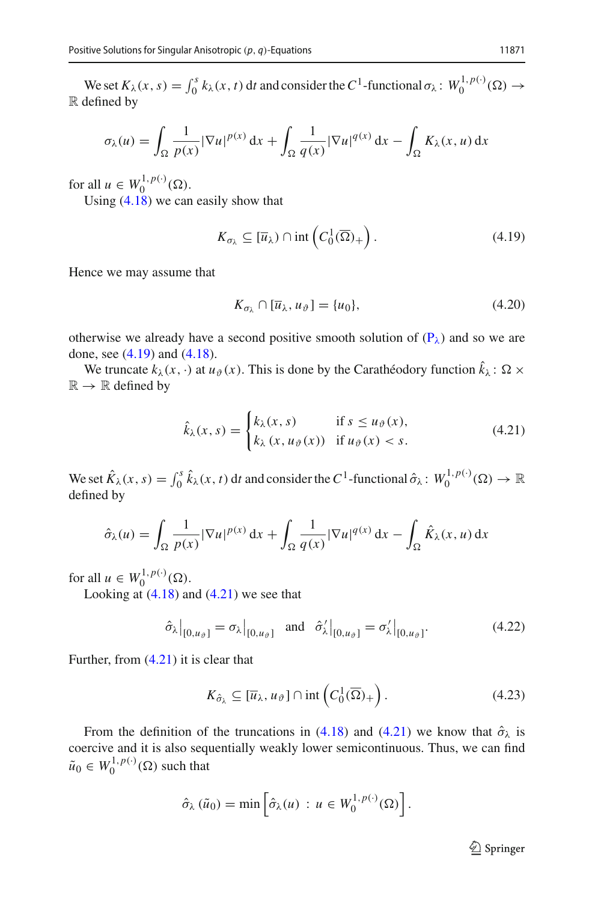We set $K_\lambda(x,s) = \int_0^s k_\lambda(x,t)\,\mathrm{d}t$ and consider the $C^1$-functional $\sigma_\lambda\colon W_0^{1,p(\cdot)}(\Omega) \to \mathbb{R}$ defined by

$$\sigma_\lambda(u) = \int_\Omega \frac{1}{p(x)} |\nabla u|^{p(x)}\,\mathrm{d}x + \int_\Omega \frac{1}{q(x)} |\nabla u|^{q(x)}\,\mathrm{d}x - \int_\Omega K_\lambda(x,u)\,\mathrm{d}x$$

for all $u \in W_0^{1,p(\cdot)}(\Omega)$.

Using (4.18) we can easily show that

$$K_{\sigma_\lambda} \subseteq [\overline{u}_\lambda) \cap \operatorname{int}\left(C_0^1(\overline{\Omega})_+\right). \tag{4.19}$$

Hence we may assume that

$$K_{\sigma_\lambda} \cap [\overline{u}_\lambda, u_\vartheta] = \{u_0\}, \tag{4.20}$$

otherwise we already have a second positive smooth solution of ($\mathrm{P}_\lambda$) and so we are done, see (4.19) and (4.18).

We truncate $k_\lambda(x,\cdot)$ at $u_\vartheta(x)$. This is done by the Carathéodory function $\hat{k}_\lambda\colon \Omega \times \mathbb{R} \to \mathbb{R}$ defined by

$$\hat{k}_\lambda(x,s) = \begin{cases} k_\lambda(x,s) & \text{if } s \leq u_\vartheta(x), \\ k_\lambda\left(x, u_\vartheta(x)\right) & \text{if } u_\vartheta(x) < s. \end{cases} \tag{4.21}$$

We set $\hat{K}_\lambda(x,s) = \int_0^s \hat{k}_\lambda(x,t)\,\mathrm{d}t$ and consider the $C^1$-functional $\hat{\sigma}_\lambda\colon W_0^{1,p(\cdot)}(\Omega) \to \mathbb{R}$ defined by

$$\hat{\sigma}_\lambda(u) = \int_\Omega \frac{1}{p(x)} |\nabla u|^{p(x)}\,\mathrm{d}x + \int_\Omega \frac{1}{q(x)} |\nabla u|^{q(x)}\,\mathrm{d}x - \int_\Omega \hat{K}_\lambda(x,u)\,\mathrm{d}x$$

for all $u \in W_0^{1,p(\cdot)}(\Omega)$.

Looking at (4.18) and (4.21) we see that

$$\hat{\sigma}_\lambda\big|_{[0,u_\vartheta]} = \sigma_\lambda\big|_{[0,u_\vartheta]} \quad \text{and} \quad \hat{\sigma}_\lambda'\big|_{[0,u_\vartheta]} = \sigma_\lambda'\big|_{[0,u_\vartheta]}. \tag{4.22}$$

Further, from (4.21) it is clear that

$$K_{\hat{\sigma}_\lambda} \subseteq [\overline{u}_\lambda, u_\vartheta] \cap \operatorname{int}\left(C_0^1(\overline{\Omega})_+\right). \tag{4.23}$$

From the definition of the truncations in (4.18) and (4.21) we know that $\hat{\sigma}_\lambda$ is coercive and it is also sequentially weakly lower semicontinuous. Thus, we can find $\tilde{u}_0 \in W_0^{1,p(\cdot)}(\Omega)$ such that

$$\hat{\sigma}_\lambda\left(\tilde{u}_0\right) = \min\left[\hat{\sigma}_\lambda(u) \,:\, u \in W_0^{1,p(\cdot)}(\Omega)\right].$$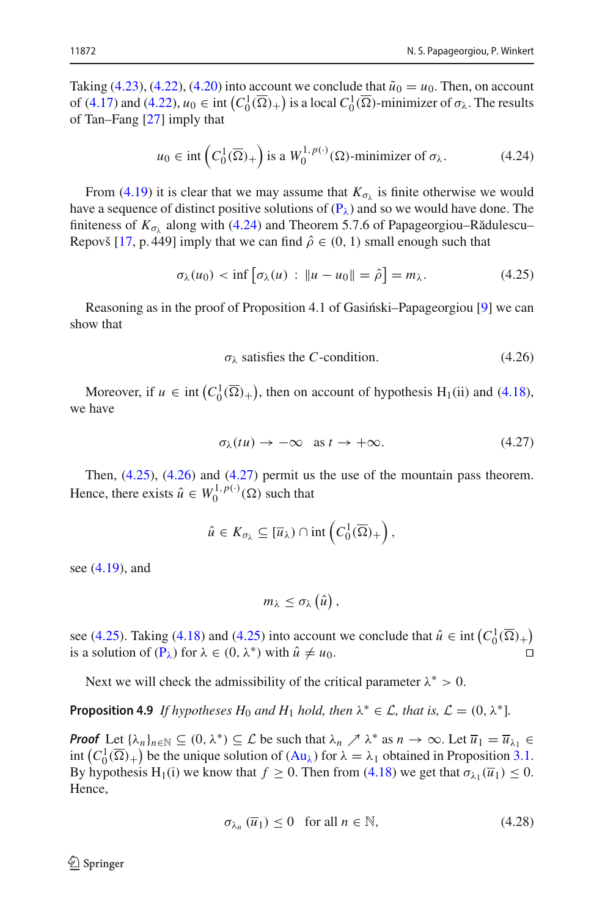Taking (4.23), (4.22), (4.20) into account we conclude that $\tilde{u}_0 = u_0$. Then, on account of (4.17) and (4.22), $u_0 \in \operatorname{int}\left(C_0^1(\overline{\Omega})_+\right)$ is a local $C_0^1(\overline{\Omega})$-minimizer of $\sigma_\lambda$. The results of Tan–Fang [27] imply that

$$
u_0 \in \operatorname{int}\left(C_0^1(\overline{\Omega})_+\right) \text{ is a } W_0^{1,p(\cdot)}(\Omega)\text{-minimizer of } \sigma_\lambda. \tag{4.24}
$$

From (4.19) it is clear that we may assume that $K_{\sigma_\lambda}$ is finite otherwise we would have a sequence of distinct positive solutions of ($\mathrm{P}_\lambda$) and so we would have done. The finiteness of $K_{\sigma_\lambda}$ along with (4.24) and Theorem 5.7.6 of Papageorgiou–Rădulescu–Repovš [17, p. 449] imply that we can find $\hat{\rho} \in (0, 1)$ small enough such that

$$
\sigma_\lambda(u_0) < \inf\left[\sigma_\lambda(u) \, : \, \|u - u_0\| = \hat{\rho}\right] = m_\lambda. \tag{4.25}
$$

Reasoning as in the proof of Proposition 4.1 of Gasiński–Papageorgiou [9] we can show that

$$
\sigma_\lambda \text{ satisfies the } C\text{-condition}. \tag{4.26}
$$

Moreover, if $u \in \operatorname{int}\left(C_0^1(\overline{\Omega})_+\right)$, then on account of hypothesis $\mathrm{H}_1$(ii) and (4.18), we have

$$
\sigma_\lambda(tu) \to -\infty \quad \text{as } t \to +\infty. \tag{4.27}
$$

Then, (4.25), (4.26) and (4.27) permit us the use of the mountain pass theorem. Hence, there exists $\hat{u} \in W_0^{1,p(\cdot)}(\Omega)$ such that

$$
\hat{u} \in K_{\sigma_\lambda} \subseteq [\overline{u}_\lambda) \cap \operatorname{int}\left(C_0^1(\overline{\Omega})_+\right),
$$

see (4.19), and

$$
m_\lambda \leq \sigma_\lambda\left(\hat{u}\right),
$$

see (4.25). Taking (4.18) and (4.25) into account we conclude that $\hat{u} \in \operatorname{int}\left(C_0^1(\overline{\Omega})_+\right)$ is a solution of ($\mathrm{P}_\lambda$) for $\lambda \in (0, \lambda^*)$ with $\hat{u} \neq u_0$. ◻

Next we will check the admissibility of the critical parameter $\lambda^* > 0$.

**Proposition 4.9** *If hypotheses $\mathrm{H}_0$ and $\mathrm{H}_1$ hold, then $\lambda^* \in \mathcal{L}$, that is, $\mathcal{L} = (0, \lambda^*]$.*

***Proof*** Let $\{\lambda_n\}_{n\in\mathbb{N}} \subseteq (0, \lambda^*) \subseteq \mathcal{L}$ be such that $\lambda_n \nearrow \lambda^*$ as $n \to \infty$. Let $\overline{u}_1 = \overline{u}_{\lambda_1} \in \operatorname{int}\left(C_0^1(\overline{\Omega})_+\right)$ be the unique solution of ($\mathrm{Au}_\lambda$) for $\lambda = \lambda_1$ obtained in Proposition 3.1. By hypothesis $\mathrm{H}_1$(i) we know that $f \geq 0$. Then from (4.18) we get that $\sigma_{\lambda_1}(\overline{u}_1) \leq 0$. Hence,

$$
\sigma_{\lambda_n}(\overline{u}_1) \leq 0 \quad \text{for all } n \in \mathbb{N}, \tag{4.28}
$$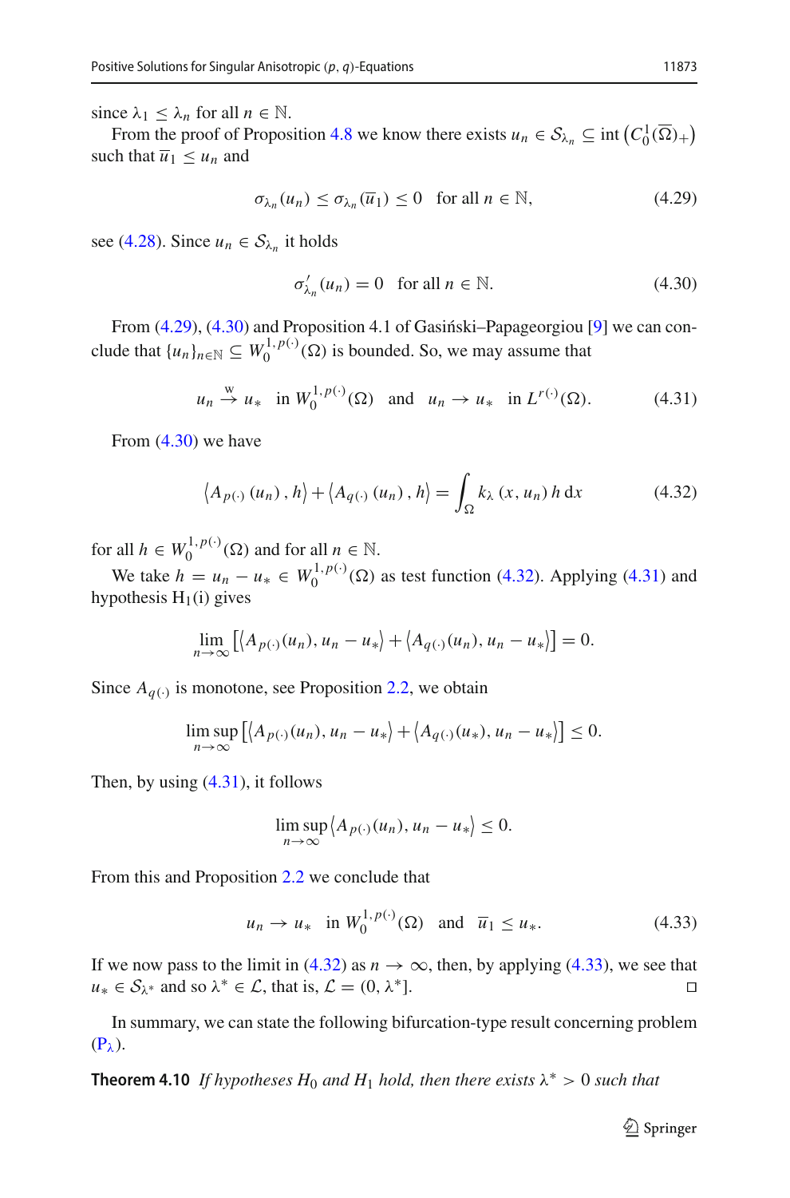since $\lambda_1 \leq \lambda_n$ for all $n \in \mathbb{N}$.

From the proof of Proposition 4.8 we know there exists $u_n \in \mathcal{S}_{\lambda_n} \subseteq \operatorname{int}\left(C_0^1(\overline{\Omega})_+\right)$ such that $\overline{u}_1 \leq u_n$ and

$$\sigma_{\lambda_n}(u_n) \leq \sigma_{\lambda_n}(\overline{u}_1) \leq 0 \quad \text{for all } n \in \mathbb{N}, \tag{4.29}$$

see (4.28). Since $u_n \in \mathcal{S}_{\lambda_n}$ it holds

$$\sigma'_{\lambda_n}(u_n) = 0 \quad \text{for all } n \in \mathbb{N}. \tag{4.30}$$

From (4.29), (4.30) and Proposition 4.1 of Gasiński–Papageorgiou [9] we can conclude that $\{u_n\}_{n\in\mathbb{N}} \subseteq W_0^{1,p(\cdot)}(\Omega)$ is bounded. So, we may assume that

$$u_n \overset{\text{w}}{\to} u_* \quad \text{in } W_0^{1,p(\cdot)}(\Omega) \quad \text{and} \quad u_n \to u_* \quad \text{in } L^{r(\cdot)}(\Omega). \tag{4.31}$$

From (4.30) we have

$$\left\langle A_{p(\cdot)}(u_n), h\right\rangle + \left\langle A_{q(\cdot)}(u_n), h\right\rangle = \int_\Omega k_\lambda(x, u_n)\, h \,\mathrm{d}x \tag{4.32}$$

for all $h \in W_0^{1,p(\cdot)}(\Omega)$ and for all $n \in \mathbb{N}$.

We take $h = u_n - u_* \in W_0^{1,p(\cdot)}(\Omega)$ as test function (4.32). Applying (4.31) and hypothesis $\mathrm{H}_1$(i) gives

$$\lim_{n\to\infty} \left[\left\langle A_{p(\cdot)}(u_n), u_n - u_*\right\rangle + \left\langle A_{q(\cdot)}(u_n), u_n - u_*\right\rangle\right] = 0.$$

Since $A_{q(\cdot)}$ is monotone, see Proposition 2.2, we obtain

$$\limsup_{n\to\infty} \left[\left\langle A_{p(\cdot)}(u_n), u_n - u_*\right\rangle + \left\langle A_{q(\cdot)}(u_*), u_n - u_*\right\rangle\right] \leq 0.$$

Then, by using (4.31), it follows

$$\limsup_{n\to\infty} \left\langle A_{p(\cdot)}(u_n), u_n - u_*\right\rangle \leq 0.$$

From this and Proposition 2.2 we conclude that

$$u_n \to u_* \quad \text{in } W_0^{1,p(\cdot)}(\Omega) \quad \text{and} \quad \overline{u}_1 \leq u_*. \tag{4.33}$$

If we now pass to the limit in (4.32) as $n \to \infty$, then, by applying (4.33), we see that $u_* \in \mathcal{S}_{\lambda^*}$ and so $\lambda^* \in \mathcal{L}$, that is, $\mathcal{L} = (0, \lambda^*]$. ◻

In summary, we can state the following bifurcation-type result concerning problem ($\mathrm{P}_\lambda$).

**Theorem 4.10** *If hypotheses $H_0$ and $H_1$ hold, then there exists $\lambda^* > 0$ such that*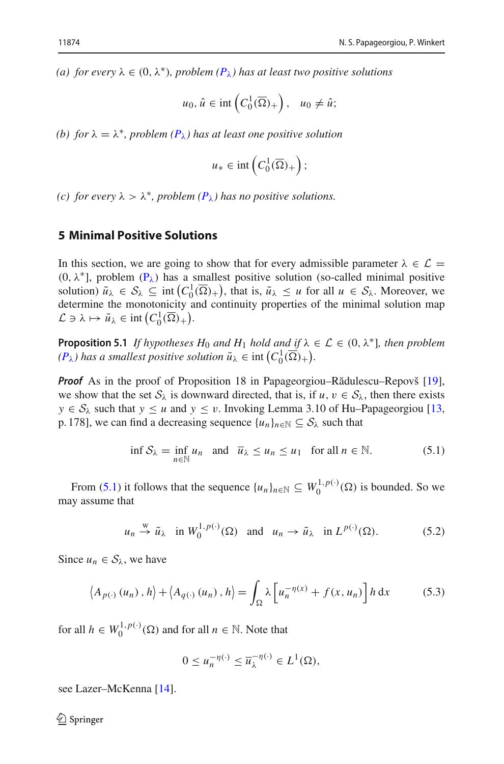*(a) for every $\lambda \in (0, \lambda^*)$, problem ($P_\lambda$) has at least two positive solutions*

$$u_0, \hat{u} \in \operatorname{int}\left(C_0^1(\overline{\Omega})_+\right), \quad u_0 \neq \hat{u};$$

*(b) for $\lambda = \lambda^*$, problem ($P_\lambda$) has at least one positive solution*

$$u_* \in \operatorname{int}\left(C_0^1(\overline{\Omega})_+\right);$$

*(c) for every $\lambda > \lambda^*$, problem ($P_\lambda$) has no positive solutions.*

## 5 Minimal Positive Solutions

In this section, we are going to show that for every admissible parameter $\lambda \in \mathcal{L} = (0, \lambda^*]$, problem ($P_\lambda$) has a smallest positive solution (so-called minimal positive solution) $\tilde{u}_\lambda \in \mathcal{S}_\lambda \subseteq \operatorname{int}\left(C_0^1(\overline{\Omega})_+\right)$, that is, $\tilde{u}_\lambda \leq u$ for all $u \in \mathcal{S}_\lambda$. Moreover, we determine the monotonicity and continuity properties of the minimal solution map $\mathcal{L} \ni \lambda \mapsto \tilde{u}_\lambda \in \operatorname{int}\left(C_0^1(\overline{\Omega})_+\right)$.

**Proposition 5.1** *If hypotheses $H_0$ and $H_1$ hold and if $\lambda \in \mathcal{L} \in (0, \lambda^*]$, then problem ($P_\lambda$) has a smallest positive solution $\tilde{u}_\lambda \in \operatorname{int}\left(C_0^1(\overline{\Omega})_+\right)$.*

***Proof*** As in the proof of Proposition 18 in Papageorgiou–Rădulescu–Repovš [19], we show that the set $\mathcal{S}_\lambda$ is downward directed, that is, if $u, v \in \mathcal{S}_\lambda$, then there exists $y \in \mathcal{S}_\lambda$ such that $y \leq u$ and $y \leq v$. Invoking Lemma 3.10 of Hu–Papageorgiou [13, p. 178], we can find a decreasing sequence $\{u_n\}_{n \in \mathbb{N}} \subseteq \mathcal{S}_\lambda$ such that

$$\inf \mathcal{S}_\lambda = \inf_{n \in \mathbb{N}} u_n \quad \text{and} \quad \overline{u}_\lambda \leq u_n \leq u_1 \quad \text{for all } n \in \mathbb{N}. \tag{5.1}$$

From (5.1) it follows that the sequence $\{u_n\}_{n \in \mathbb{N}} \subseteq W_0^{1,p(\cdot)}(\Omega)$ is bounded. So we may assume that

$$u_n \overset{\text{w}}{\to} \tilde{u}_\lambda \quad \text{in } W_0^{1,p(\cdot)}(\Omega) \quad \text{and} \quad u_n \to \tilde{u}_\lambda \quad \text{in } L^{p(\cdot)}(\Omega). \tag{5.2}$$

Since $u_n \in \mathcal{S}_\lambda$, we have

$$\left\langle A_{p(\cdot)}(u_n), h\right\rangle + \left\langle A_{q(\cdot)}(u_n), h\right\rangle = \int_\Omega \lambda \left[u_n^{-\eta(x)} + f(x, u_n)\right] h \,\mathrm{d}x \tag{5.3}$$

for all $h \in W_0^{1,p(\cdot)}(\Omega)$ and for all $n \in \mathbb{N}$. Note that

$$0 \leq u_n^{-\eta(\cdot)} \leq \overline{u}_\lambda^{-\eta(\cdot)} \in L^1(\Omega),$$

see Lazer–McKenna [14].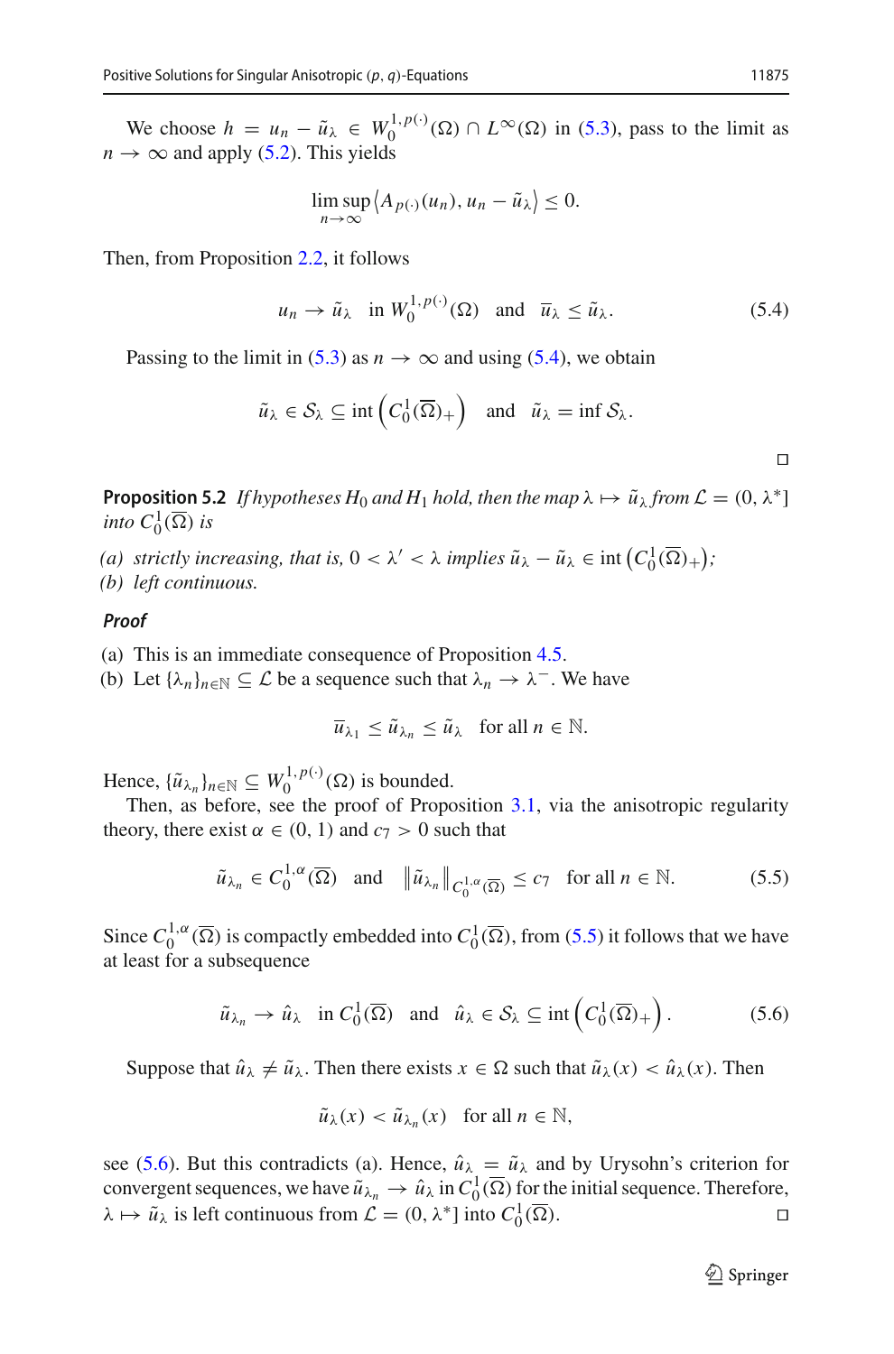We choose $h = u_n - \tilde{u}_\lambda \in W_0^{1,p(\cdot)}(\Omega) \cap L^\infty(\Omega)$ in (5.3), pass to the limit as $n \to \infty$ and apply (5.2). This yields

$$\limsup_{n\to\infty} \langle A_{p(\cdot)}(u_n), u_n - \tilde{u}_\lambda \rangle \le 0.$$

Then, from Proposition 2.2, it follows

$$u_n \to \tilde{u}_\lambda \quad \text{in } W_0^{1,p(\cdot)}(\Omega) \quad \text{and} \quad \overline{u}_\lambda \le \tilde{u}_\lambda. \tag{5.4}$$

Passing to the limit in (5.3) as $n \to \infty$ and using (5.4), we obtain

$$\tilde{u}_\lambda \in \mathcal{S}_\lambda \subseteq \operatorname{int}\left(C_0^1(\overline{\Omega})_+\right) \quad \text{and} \quad \tilde{u}_\lambda = \inf \mathcal{S}_\lambda.$$

□

**Proposition 5.2** *If hypotheses $H_0$ and $H_1$ hold, then the map $\lambda \mapsto \tilde{u}_\lambda$ from $\mathcal{L} = (0, \lambda^*]$ into $C_0^1(\overline{\Omega})$ is*

*(a) strictly increasing, that is, $0 < \lambda' < \lambda$ implies $\tilde{u}_\lambda - \tilde{u}_\lambda \in \operatorname{int}\left(C_0^1(\overline{\Omega})_+\right)$;*
*(b) left continuous.*

***Proof***

(a) This is an immediate consequence of Proposition 4.5.
(b) Let $\{\lambda_n\}_{n\in\mathbb{N}} \subseteq \mathcal{L}$ be a sequence such that $\lambda_n \to \lambda^-$. We have

$$\overline{u}_{\lambda_1} \le \tilde{u}_{\lambda_n} \le \tilde{u}_\lambda \quad \text{for all } n \in \mathbb{N}.$$

Hence, $\{\tilde{u}_{\lambda_n}\}_{n\in\mathbb{N}} \subseteq W_0^{1,p(\cdot)}(\Omega)$ is bounded.

Then, as before, see the proof of Proposition 3.1, via the anisotropic regularity theory, there exist $\alpha \in (0,1)$ and $c_7 > 0$ such that

$$\tilde{u}_{\lambda_n} \in C_0^{1,\alpha}(\overline{\Omega}) \quad \text{and} \quad \left\|\tilde{u}_{\lambda_n}\right\|_{C_0^{1,\alpha}(\overline{\Omega})} \le c_7 \quad \text{for all } n \in \mathbb{N}. \tag{5.5}$$

Since $C_0^{1,\alpha}(\overline{\Omega})$ is compactly embedded into $C_0^1(\overline{\Omega})$, from (5.5) it follows that we have at least for a subsequence

$$\tilde{u}_{\lambda_n} \to \hat{u}_\lambda \quad \text{in } C_0^1(\overline{\Omega}) \quad \text{and} \quad \hat{u}_\lambda \in \mathcal{S}_\lambda \subseteq \operatorname{int}\left(C_0^1(\overline{\Omega})_+\right). \tag{5.6}$$

Suppose that $\hat{u}_\lambda \ne \tilde{u}_\lambda$. Then there exists $x \in \Omega$ such that $\tilde{u}_\lambda(x) < \hat{u}_\lambda(x)$. Then

$$\tilde{u}_\lambda(x) < \tilde{u}_{\lambda_n}(x) \quad \text{for all } n \in \mathbb{N},$$

see (5.6). But this contradicts (a). Hence, $\hat{u}_\lambda = \tilde{u}_\lambda$ and by Urysohn's criterion for convergent sequences, we have $\tilde{u}_{\lambda_n} \to \hat{u}_\lambda$ in $C_0^1(\overline{\Omega})$ for the initial sequence. Therefore, $\lambda \mapsto \tilde{u}_\lambda$ is left continuous from $\mathcal{L} = (0, \lambda^*]$ into $C_0^1(\overline{\Omega})$. □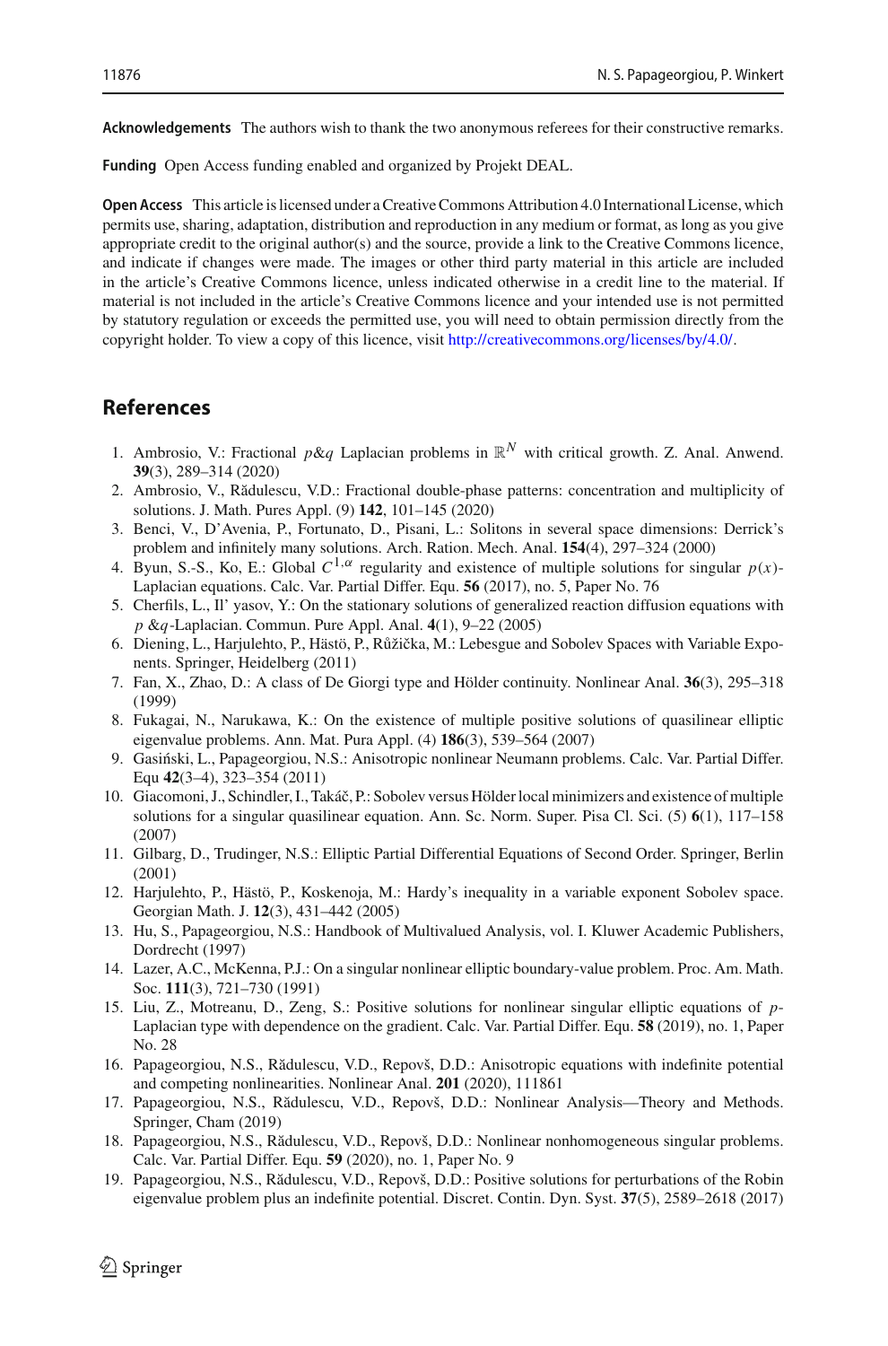**Acknowledgements** The authors wish to thank the two anonymous referees for their constructive remarks.

**Funding** Open Access funding enabled and organized by Projekt DEAL.

**Open Access** This article is licensed under a Creative Commons Attribution 4.0 International License, which permits use, sharing, adaptation, distribution and reproduction in any medium or format, as long as you give appropriate credit to the original author(s) and the source, provide a link to the Creative Commons licence, and indicate if changes were made. The images or other third party material in this article are included in the article's Creative Commons licence, unless indicated otherwise in a credit line to the material. If material is not included in the article's Creative Commons licence and your intended use is not permitted by statutory regulation or exceeds the permitted use, you will need to obtain permission directly from the copyright holder. To view a copy of this licence, visit http://creativecommons.org/licenses/by/4.0/.

## References

1. Ambrosio, V.: Fractional $p\&q$ Laplacian problems in $\mathbb{R}^N$ with critical growth. Z. Anal. Anwend. **39**(3), 289–314 (2020)
2. Ambrosio, V., Rădulescu, V.D.: Fractional double-phase patterns: concentration and multiplicity of solutions. J. Math. Pures Appl. (9) **142**, 101–145 (2020)
3. Benci, V., D'Avenia, P., Fortunato, D., Pisani, L.: Solitons in several space dimensions: Derrick's problem and infinitely many solutions. Arch. Ration. Mech. Anal. **154**(4), 297–324 (2000)
4. Byun, S.-S., Ko, E.: Global $C^{1,\alpha}$ regularity and existence of multiple solutions for singular $p(x)$-Laplacian equations. Calc. Var. Partial Differ. Equ. **56** (2017), no. 5, Paper No. 76
5. Cherfils, L., Il' yasov, Y.: On the stationary solutions of generalized reaction diffusion equations with $p\,\&q$-Laplacian. Commun. Pure Appl. Anal. **4**(1), 9–22 (2005)
6. Diening, L., Harjulehto, P., Hästö, P., Růžička, M.: Lebesgue and Sobolev Spaces with Variable Exponents. Springer, Heidelberg (2011)
7. Fan, X., Zhao, D.: A class of De Giorgi type and Hölder continuity. Nonlinear Anal. **36**(3), 295–318 (1999)
8. Fukagai, N., Narukawa, K.: On the existence of multiple positive solutions of quasilinear elliptic eigenvalue problems. Ann. Mat. Pura Appl. (4) **186**(3), 539–564 (2007)
9. Gasiński, L., Papageorgiou, N.S.: Anisotropic nonlinear Neumann problems. Calc. Var. Partial Differ. Equ **42**(3–4), 323–354 (2011)
10. Giacomoni, J., Schindler, I., Takáč, P.: Sobolev versus Hölder local minimizers and existence of multiple solutions for a singular quasilinear equation. Ann. Sc. Norm. Super. Pisa Cl. Sci. (5) **6**(1), 117–158 (2007)
11. Gilbarg, D., Trudinger, N.S.: Elliptic Partial Differential Equations of Second Order. Springer, Berlin (2001)
12. Harjulehto, P., Hästö, P., Koskenoja, M.: Hardy's inequality in a variable exponent Sobolev space. Georgian Math. J. **12**(3), 431–442 (2005)
13. Hu, S., Papageorgiou, N.S.: Handbook of Multivalued Analysis, vol. I. Kluwer Academic Publishers, Dordrecht (1997)
14. Lazer, A.C., McKenna, P.J.: On a singular nonlinear elliptic boundary-value problem. Proc. Am. Math. Soc. **111**(3), 721–730 (1991)
15. Liu, Z., Motreanu, D., Zeng, S.: Positive solutions for nonlinear singular elliptic equations of $p$-Laplacian type with dependence on the gradient. Calc. Var. Partial Differ. Equ. **58** (2019), no. 1, Paper No. 28
16. Papageorgiou, N.S., Rădulescu, V.D., Repovš, D.D.: Anisotropic equations with indefinite potential and competing nonlinearities. Nonlinear Anal. **201** (2020), 111861
17. Papageorgiou, N.S., Rădulescu, V.D., Repovš, D.D.: Nonlinear Analysis—Theory and Methods. Springer, Cham (2019)
18. Papageorgiou, N.S., Rădulescu, V.D., Repovš, D.D.: Nonlinear nonhomogeneous singular problems. Calc. Var. Partial Differ. Equ. **59** (2020), no. 1, Paper No. 9
19. Papageorgiou, N.S., Rădulescu, V.D., Repovš, D.D.: Positive solutions for perturbations of the Robin eigenvalue problem plus an indefinite potential. Discret. Contin. Dyn. Syst. **37**(5), 2589–2618 (2017)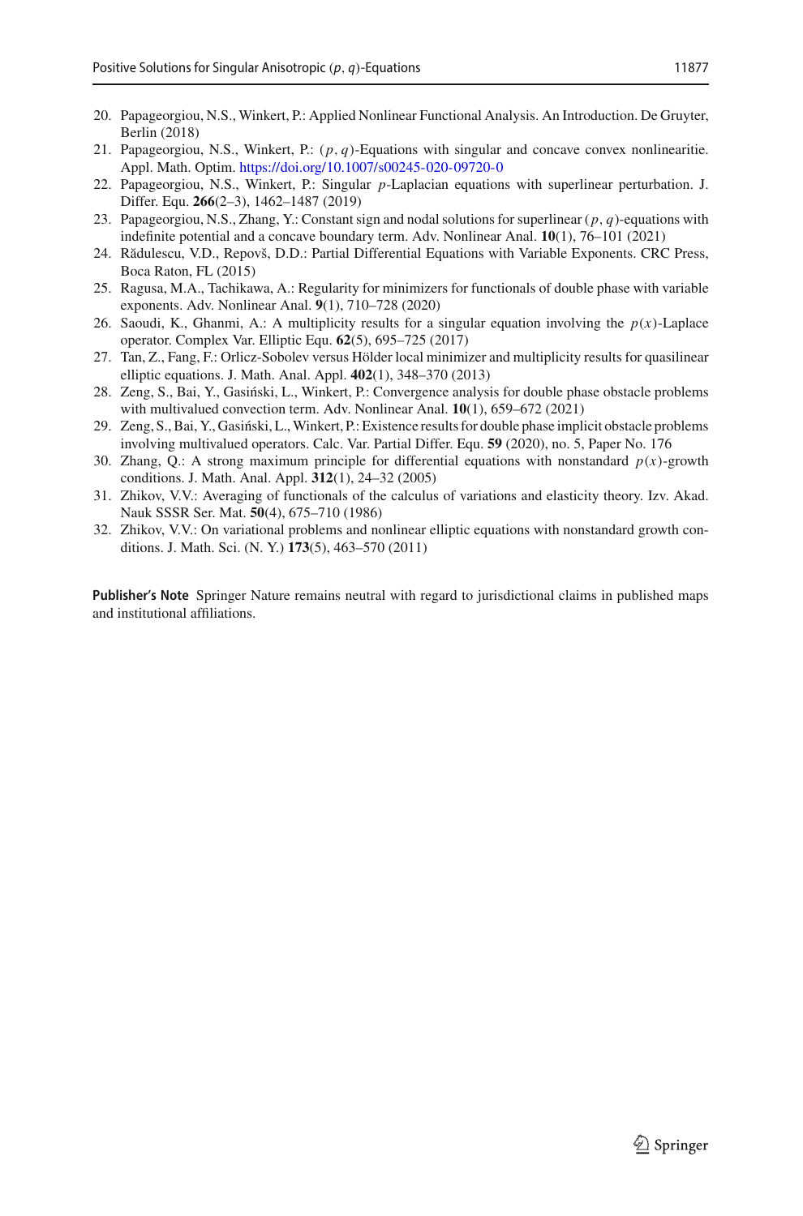20. Papageorgiou, N.S., Winkert, P.: Applied Nonlinear Functional Analysis. An Introduction. De Gruyter, Berlin (2018)
21. Papageorgiou, N.S., Winkert, P.: $(p, q)$-Equations with singular and concave convex nonlinearitie. Appl. Math. Optim. https://doi.org/10.1007/s00245-020-09720-0
22. Papageorgiou, N.S., Winkert, P.: Singular $p$-Laplacian equations with superlinear perturbation. J. Differ. Equ. **266**(2–3), 1462–1487 (2019)
23. Papageorgiou, N.S., Zhang, Y.: Constant sign and nodal solutions for superlinear $(p, q)$-equations with indefinite potential and a concave boundary term. Adv. Nonlinear Anal. **10**(1), 76–101 (2021)
24. Rădulescu, V.D., Repovš, D.D.: Partial Differential Equations with Variable Exponents. CRC Press, Boca Raton, FL (2015)
25. Ragusa, M.A., Tachikawa, A.: Regularity for minimizers for functionals of double phase with variable exponents. Adv. Nonlinear Anal. **9**(1), 710–728 (2020)
26. Saoudi, K., Ghanmi, A.: A multiplicity results for a singular equation involving the $p(x)$-Laplace operator. Complex Var. Elliptic Equ. **62**(5), 695–725 (2017)
27. Tan, Z., Fang, F.: Orlicz-Sobolev versus Hölder local minimizer and multiplicity results for quasilinear elliptic equations. J. Math. Anal. Appl. **402**(1), 348–370 (2013)
28. Zeng, S., Bai, Y., Gasiński, L., Winkert, P.: Convergence analysis for double phase obstacle problems with multivalued convection term. Adv. Nonlinear Anal. **10**(1), 659–672 (2021)
29. Zeng, S., Bai, Y., Gasiński, L., Winkert, P.: Existence results for double phase implicit obstacle problems involving multivalued operators. Calc. Var. Partial Differ. Equ. **59** (2020), no. 5, Paper No. 176
30. Zhang, Q.: A strong maximum principle for differential equations with nonstandard $p(x)$-growth conditions. J. Math. Anal. Appl. **312**(1), 24–32 (2005)
31. Zhikov, V.V.: Averaging of functionals of the calculus of variations and elasticity theory. Izv. Akad. Nauk SSSR Ser. Mat. **50**(4), 675–710 (1986)
32. Zhikov, V.V.: On variational problems and nonlinear elliptic equations with nonstandard growth conditions. J. Math. Sci. (N. Y.) **173**(5), 463–570 (2011)

**Publisher's Note** Springer Nature remains neutral with regard to jurisdictional claims in published maps and institutional affiliations.